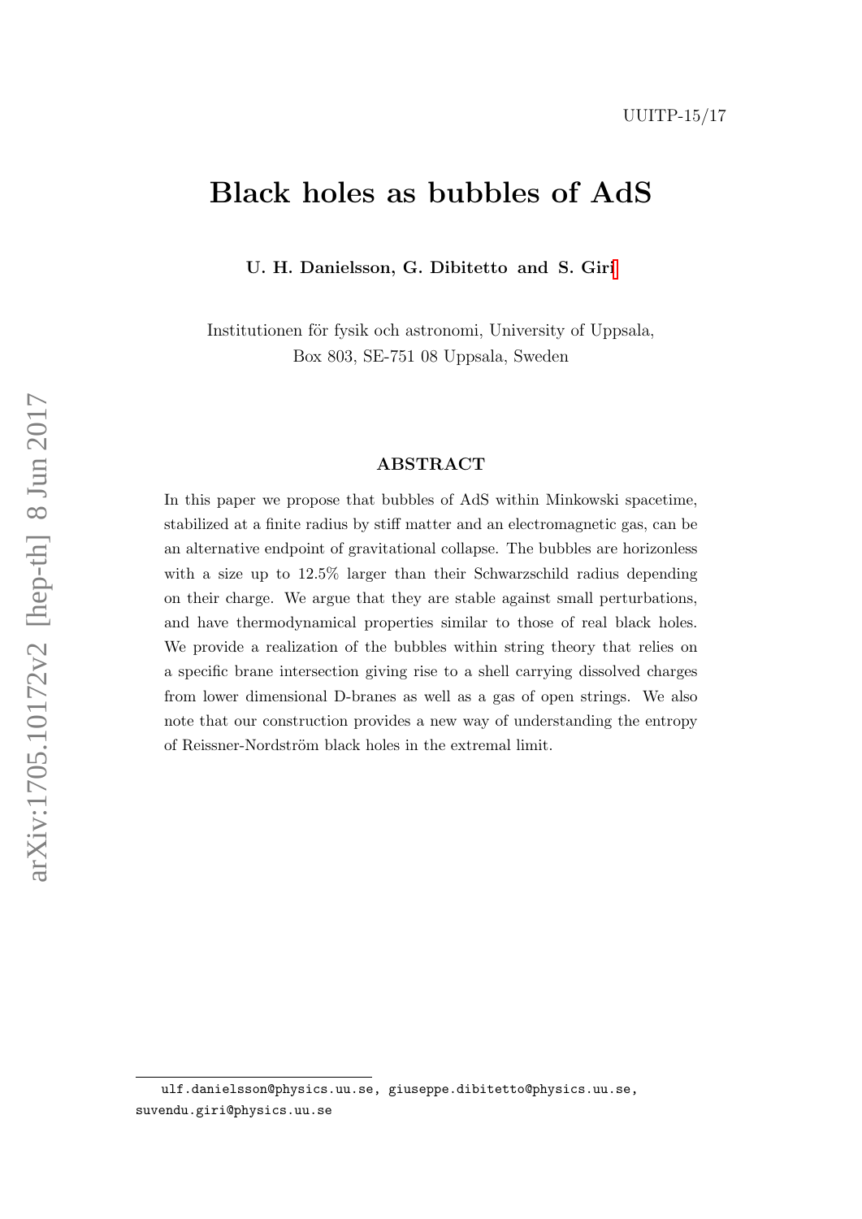UUITP-15/17

# Black holes as bubbles of AdS

**U. H. Danielsson, G. Dibitetto and S. Giri**[1]

Institutionen för fysik och astronomi, University of Uppsala,
Box 803, SE-751 08 Uppsala, Sweden

## ABSTRACT

In this paper we propose that bubbles of AdS within Minkowski spacetime, stabilized at a finite radius by stiff matter and an electromagnetic gas, can be an alternative endpoint of gravitational collapse. The bubbles are horizonless with a size up to 12.5% larger than their Schwarzschild radius depending on their charge. We argue that they are stable against small perturbations, and have thermodynamical properties similar to those of real black holes. We provide a realization of the bubbles within string theory that relies on a specific brane intersection giving rise to a shell carrying dissolved charges from lower dimensional D-branes as well as a gas of open strings. We also note that our construction provides a new way of understanding the entropy of Reissner-Nordström black holes in the extremal limit.

---

[1] ulf.danielsson@physics.uu.se, giuseppe.dibitetto@physics.uu.se, suvendu.giri@physics.uu.se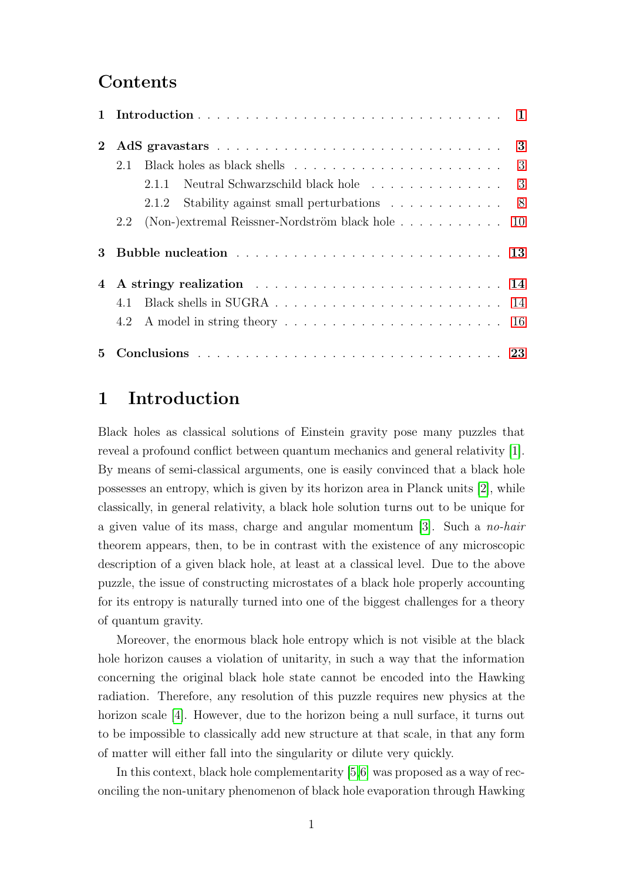# Contents

1 **Introduction** . . . . . . . . . . . . . . . . . . . . . . . . . . . . . . . 1

2 **AdS gravastars** . . . . . . . . . . . . . . . . . . . . . . . . . . . . . 3
- 2.1 Black holes as black shells . . . . . . . . . . . . . . . . . . . . . . 3
  - 2.1.1 Neutral Schwarzschild black hole . . . . . . . . . . . . . . 3
  - 2.1.2 Stability against small perturbations . . . . . . . . . . . . 8
- 2.2 (Non-)extremal Reissner-Nordström black hole . . . . . . . . . . . 10

3 **Bubble nucleation** . . . . . . . . . . . . . . . . . . . . . . . . . . . 13

4 **A stringy realization** . . . . . . . . . . . . . . . . . . . . . . . . . 14
- 4.1 Black shells in SUGRA . . . . . . . . . . . . . . . . . . . . . . . 14
- 4.2 A model in string theory . . . . . . . . . . . . . . . . . . . . . . 16

5 **Conclusions** . . . . . . . . . . . . . . . . . . . . . . . . . . . . . . . 23

# 1 Introduction

Black holes as classical solutions of Einstein gravity pose many puzzles that reveal a profound conflict between quantum mechanics and general relativity [1]. By means of semi-classical arguments, one is easily convinced that a black hole possesses an entropy, which is given by its horizon area in Planck units [2], while classically, in general relativity, a black hole solution turns out to be unique for a given value of its mass, charge and angular momentum [3]. Such a *no-hair* theorem appears, then, to be in contrast with the existence of any microscopic description of a given black hole, at least at a classical level. Due to the above puzzle, the issue of constructing microstates of a black hole properly accounting for its entropy is naturally turned into one of the biggest challenges for a theory of quantum gravity.

Moreover, the enormous black hole entropy which is not visible at the black hole horizon causes a violation of unitarity, in such a way that the information concerning the original black hole state cannot be encoded into the Hawking radiation. Therefore, any resolution of this puzzle requires new physics at the horizon scale [4]. However, due to the horizon being a null surface, it turns out to be impossible to classically add new structure at that scale, in that any form of matter will either fall into the singularity or dilute very quickly.

In this context, black hole complementarity [5,6] was proposed as a way of reconciling the non-unitary phenomenon of black hole evaporation through Hawking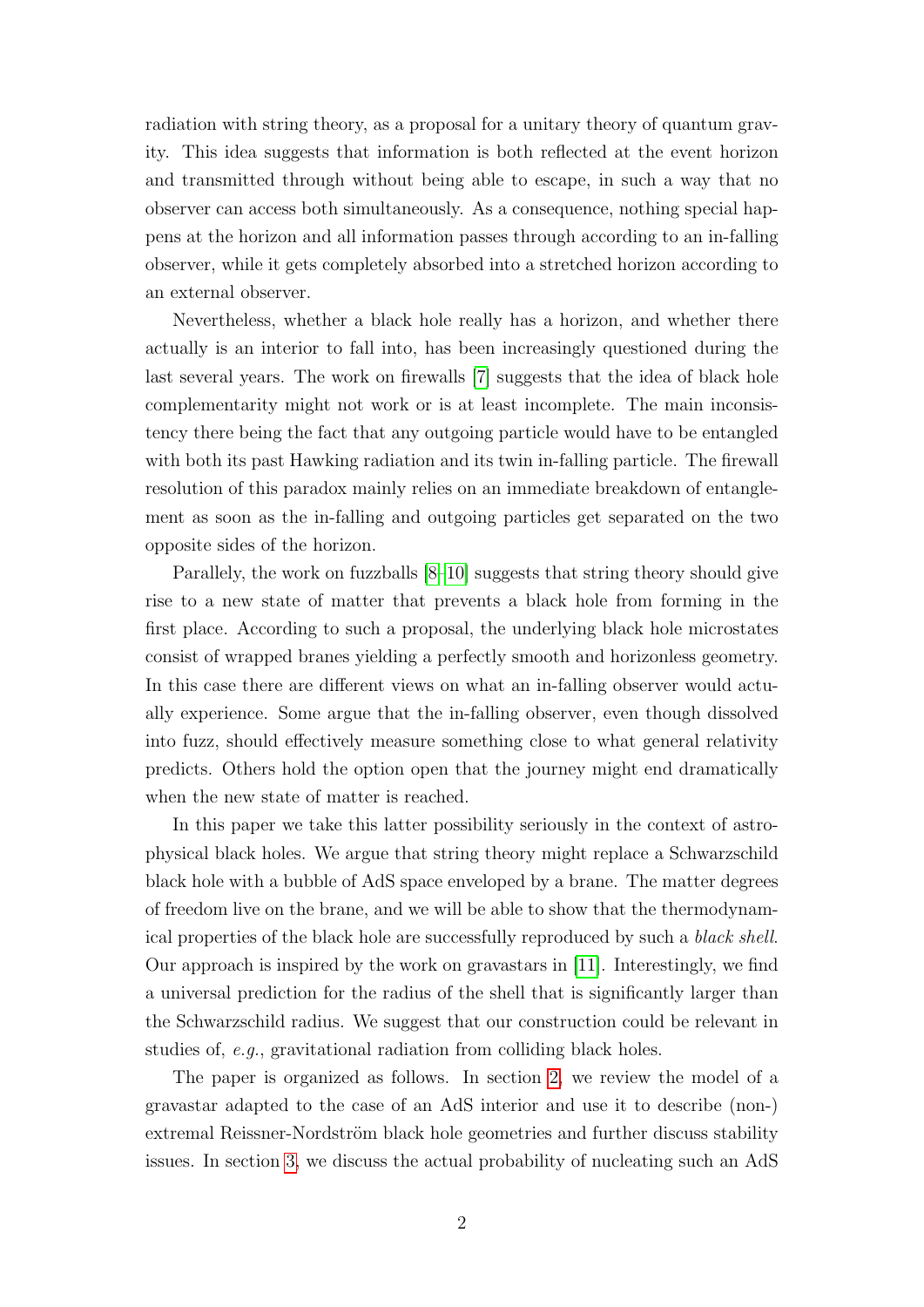radiation with string theory, as a proposal for a unitary theory of quantum gravity. This idea suggests that information is both reflected at the event horizon and transmitted through without being able to escape, in such a way that no observer can access both simultaneously. As a consequence, nothing special happens at the horizon and all information passes through according to an in-falling observer, while it gets completely absorbed into a stretched horizon according to an external observer.

Nevertheless, whether a black hole really has a horizon, and whether there actually is an interior to fall into, has been increasingly questioned during the last several years. The work on firewalls [7] suggests that the idea of black hole complementarity might not work or is at least incomplete. The main inconsistency there being the fact that any outgoing particle would have to be entangled with both its past Hawking radiation and its twin in-falling particle. The firewall resolution of this paradox mainly relies on an immediate breakdown of entanglement as soon as the in-falling and outgoing particles get separated on the two opposite sides of the horizon.

Parallely, the work on fuzzballs [8–10] suggests that string theory should give rise to a new state of matter that prevents a black hole from forming in the first place. According to such a proposal, the underlying black hole microstates consist of wrapped branes yielding a perfectly smooth and horizonless geometry. In this case there are different views on what an in-falling observer would actually experience. Some argue that the in-falling observer, even though dissolved into fuzz, should effectively measure something close to what general relativity predicts. Others hold the option open that the journey might end dramatically when the new state of matter is reached.

In this paper we take this latter possibility seriously in the context of astrophysical black holes. We argue that string theory might replace a Schwarzschild black hole with a bubble of AdS space enveloped by a brane. The matter degrees of freedom live on the brane, and we will be able to show that the thermodynamical properties of the black hole are successfully reproduced by such a *black shell*. Our approach is inspired by the work on gravastars in [11]. Interestingly, we find a universal prediction for the radius of the shell that is significantly larger than the Schwarzschild radius. We suggest that our construction could be relevant in studies of, *e.g.*, gravitational radiation from colliding black holes.

The paper is organized as follows. In section 2, we review the model of a gravastar adapted to the case of an AdS interior and use it to describe (non-) extremal Reissner-Nordström black hole geometries and further discuss stability issues. In section 3, we discuss the actual probability of nucleating such an AdS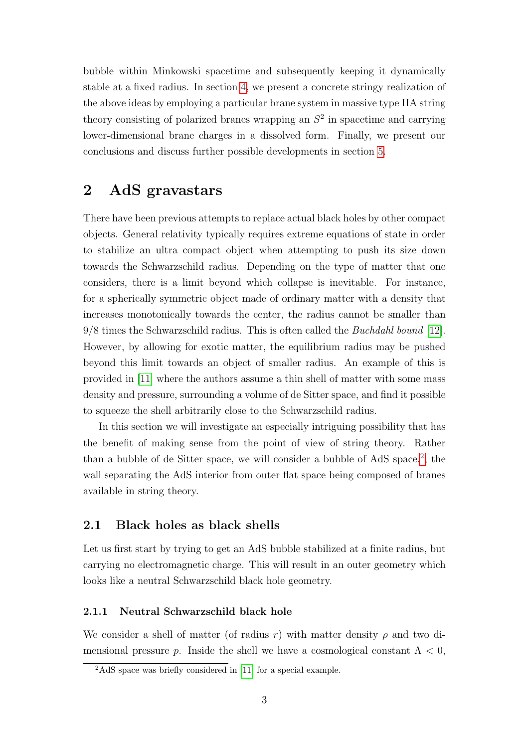bubble within Minkowski spacetime and subsequently keeping it dynamically stable at a fixed radius. In section 4, we present a concrete stringy realization of the above ideas by employing a particular brane system in massive type IIA string theory consisting of polarized branes wrapping an $S^2$ in spacetime and carrying lower-dimensional brane charges in a dissolved form. Finally, we present our conclusions and discuss further possible developments in section 5.

## 2 AdS gravastars

There have been previous attempts to replace actual black holes by other compact objects. General relativity typically requires extreme equations of state in order to stabilize an ultra compact object when attempting to push its size down towards the Schwarzschild radius. Depending on the type of matter that one considers, there is a limit beyond which collapse is inevitable. For instance, for a spherically symmetric object made of ordinary matter with a density that increases monotonically towards the center, the radius cannot be smaller than $9/8$ times the Schwarzschild radius. This is often called the *Buchdahl bound* [12]. However, by allowing for exotic matter, the equilibrium radius may be pushed beyond this limit towards an object of smaller radius. An example of this is provided in [11] where the authors assume a thin shell of matter with some mass density and pressure, surrounding a volume of de Sitter space, and find it possible to squeeze the shell arbitrarily close to the Schwarzschild radius.

In this section we will investigate an especially intriguing possibility that has the benefit of making sense from the point of view of string theory. Rather than a bubble of de Sitter space, we will consider a bubble of AdS space[2], the wall separating the AdS interior from outer flat space being composed of branes available in string theory.

### 2.1 Black holes as black shells

Let us first start by trying to get an AdS bubble stabilized at a finite radius, but carrying no electromagnetic charge. This will result in an outer geometry which looks like a neutral Schwarzschild black hole geometry.

#### 2.1.1 Neutral Schwarzschild black hole

We consider a shell of matter (of radius $r$) with matter density $\rho$ and two dimensional pressure $p$. Inside the shell we have a cosmological constant $\Lambda < 0$,

[2] AdS space was briefly considered in [11] for a special example.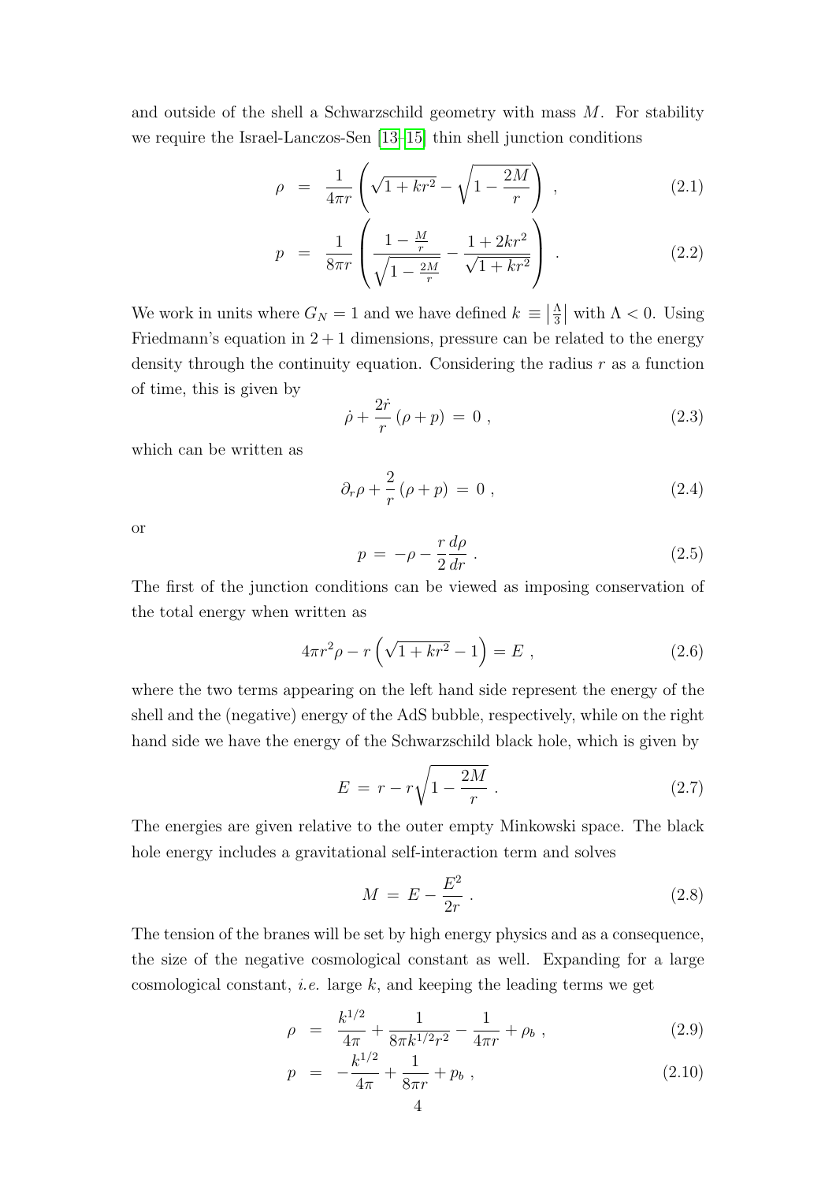and outside of the shell a Schwarzschild geometry with mass $M$. For stability we require the Israel-Lanczos-Sen [13–15] thin shell junction conditions

$$\rho \;=\; \frac{1}{4\pi r}\left(\sqrt{1+kr^2}-\sqrt{1-\frac{2M}{r}}\right)\;, \tag{2.1}$$

$$p \;=\; \frac{1}{8\pi r}\left(\frac{1-\frac{M}{r}}{\sqrt{1-\frac{2M}{r}}}-\frac{1+2kr^2}{\sqrt{1+kr^2}}\right)\;. \tag{2.2}$$

We work in units where $G_N = 1$ and we have defined $k \equiv \left|\frac{\Lambda}{3}\right|$ with $\Lambda < 0$. Using Friedmann's equation in $2+1$ dimensions, pressure can be related to the energy density through the continuity equation. Considering the radius $r$ as a function of time, this is given by

$$\dot{\rho}+\frac{2\dot{r}}{r}\left(\rho+p\right)\;=\;0\;, \tag{2.3}$$

which can be written as

$$\partial_r\rho+\frac{2}{r}\left(\rho+p\right)\;=\;0\;, \tag{2.4}$$

or

$$p\;=\;-\rho-\frac{r}{2}\frac{d\rho}{dr}\;. \tag{2.5}$$

The first of the junction conditions can be viewed as imposing conservation of the total energy when written as

$$4\pi r^2\rho - r\left(\sqrt{1+kr^2}-1\right) = E\;, \tag{2.6}$$

where the two terms appearing on the left hand side represent the energy of the shell and the (negative) energy of the AdS bubble, respectively, while on the right hand side we have the energy of the Schwarzschild black hole, which is given by

$$E\;=\;r-r\sqrt{1-\frac{2M}{r}}\;. \tag{2.7}$$

The energies are given relative to the outer empty Minkowski space. The black hole energy includes a gravitational self-interaction term and solves

$$M\;=\;E-\frac{E^2}{2r}\;. \tag{2.8}$$

The tension of the branes will be set by high energy physics and as a consequence, the size of the negative cosmological constant as well. Expanding for a large cosmological constant, *i.e.* large $k$, and keeping the leading terms we get

$$\rho \;=\; \frac{k^{1/2}}{4\pi}+\frac{1}{8\pi k^{1/2}r^2}-\frac{1}{4\pi r}+\rho_b\;, \tag{2.9}$$

$$p \;=\; -\frac{k^{1/2}}{4\pi}+\frac{1}{8\pi r}+p_b\;, \tag{2.10}$$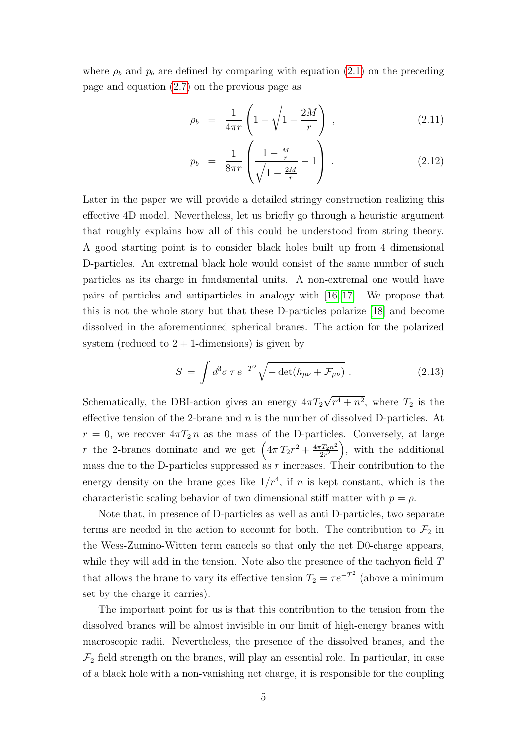where $\rho_b$ and $p_b$ are defined by comparing with equation (2.1) on the preceding page and equation (2.7) on the previous page as

$$\rho_b = \frac{1}{4\pi r}\left(1 - \sqrt{1 - \frac{2M}{r}}\right) , \tag{2.11}$$

$$p_b = \frac{1}{8\pi r}\left(\frac{1 - \frac{M}{r}}{\sqrt{1 - \frac{2M}{r}}} - 1\right) . \tag{2.12}$$

Later in the paper we will provide a detailed stringy construction realizing this effective 4D model. Nevertheless, let us briefly go through a heuristic argument that roughly explains how all of this could be understood from string theory. A good starting point is to consider black holes built up from 4 dimensional D-particles. An extremal black hole would consist of the same number of such particles as its charge in fundamental units. A non-extremal one would have pairs of particles and antiparticles in analogy with [16, 17]. We propose that this is not the whole story but that these D-particles polarize [18] and become dissolved in the aforementioned spherical branes. The action for the polarized system (reduced to 2 + 1-dimensions) is given by

$$S = \int d^3\sigma \, \tau \, e^{-T^2} \sqrt{-\det(h_{\mu\nu} + \mathcal{F}_{\mu\nu})} \, . \tag{2.13}$$

Schematically, the DBI-action gives an energy $4\pi T_2 \sqrt{r^4 + n^2}$, where $T_2$ is the effective tension of the 2-brane and $n$ is the number of dissolved D-particles. At $r = 0$, we recover $4\pi T_2 \, n$ as the mass of the D-particles. Conversely, at large $r$ the 2-branes dominate and we get $\left(4\pi \, T_2 r^2 + \frac{4\pi T_2 n^2}{2r^2}\right)$, with the additional mass due to the D-particles suppressed as $r$ increases. Their contribution to the energy density on the brane goes like $1/r^4$, if $n$ is kept constant, which is the characteristic scaling behavior of two dimensional stiff matter with $p = \rho$.

Note that, in presence of D-particles as well as anti D-particles, two separate terms are needed in the action to account for both. The contribution to $\mathcal{F}_2$ in the Wess-Zumino-Witten term cancels so that only the net D0-charge appears, while they will add in the tension. Note also the presence of the tachyon field $T$ that allows the brane to vary its effective tension $T_2 = \tau e^{-T^2}$ (above a minimum set by the charge it carries).

The important point for us is that this contribution to the tension from the dissolved branes will be almost invisible in our limit of high-energy branes with macroscopic radii. Nevertheless, the presence of the dissolved branes, and the $\mathcal{F}_2$ field strength on the branes, will play an essential role. In particular, in case of a black hole with a non-vanishing net charge, it is responsible for the coupling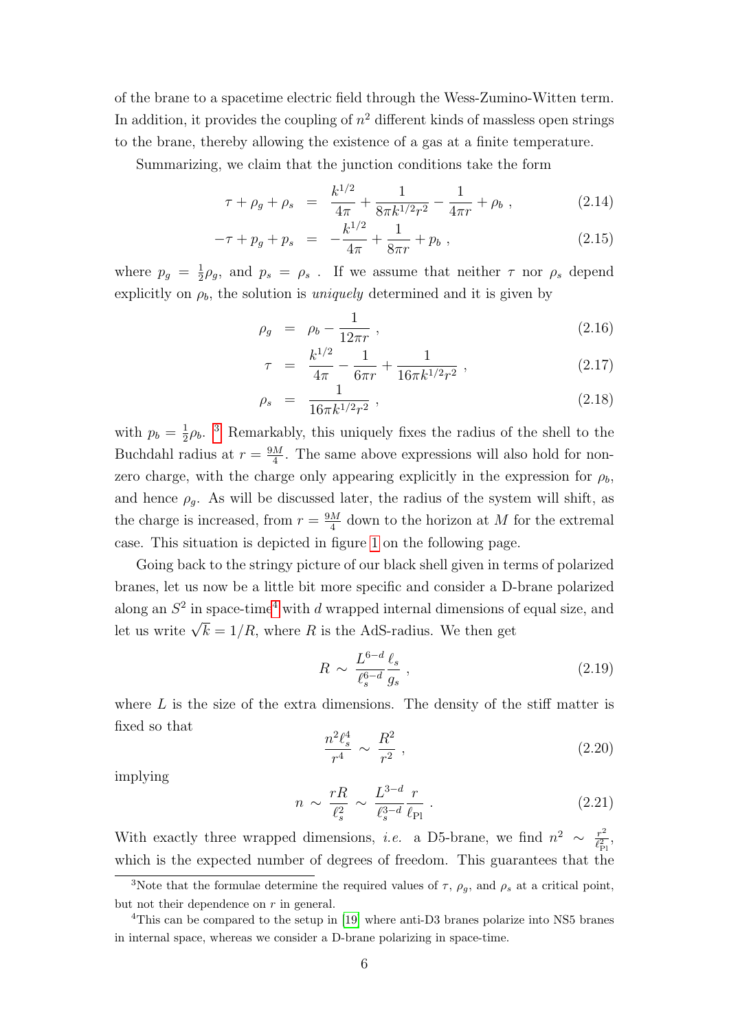of the brane to a spacetime electric field through the Wess-Zumino-Witten term. In addition, it provides the coupling of $n^2$ different kinds of massless open strings to the brane, thereby allowing the existence of a gas at a finite temperature.

Summarizing, we claim that the junction conditions take the form

$$\tau + \rho_g + \rho_s = \frac{k^{1/2}}{4\pi} + \frac{1}{8\pi k^{1/2} r^2} - \frac{1}{4\pi r} + \rho_b \ , \tag{2.14}$$

$$-\tau + p_g + p_s = -\frac{k^{1/2}}{4\pi} + \frac{1}{8\pi r} + p_b \ , \tag{2.15}$$

where $p_g = \frac{1}{2}\rho_g$, and $p_s = \rho_s$ . If we assume that neither $\tau$ nor $\rho_s$ depend explicitly on $\rho_b$, the solution is *uniquely* determined and it is given by

$$\rho_g = \rho_b - \frac{1}{12\pi r} \ , \tag{2.16}$$

$$\tau = \frac{k^{1/2}}{4\pi} - \frac{1}{6\pi r} + \frac{1}{16\pi k^{1/2} r^2} \ , \tag{2.17}$$

$$\rho_s = \frac{1}{16\pi k^{1/2} r^2} \ , \tag{2.18}$$

with $p_b = \frac{1}{2}\rho_b$. [3] Remarkably, this uniquely fixes the radius of the shell to the Buchdahl radius at $r = \frac{9M}{4}$. The same above expressions will also hold for non-zero charge, with the charge only appearing explicitly in the expression for $\rho_b$, and hence $\rho_g$. As will be discussed later, the radius of the system will shift, as the charge is increased, from $r = \frac{9M}{4}$ down to the horizon at $M$ for the extremal case. This situation is depicted in figure 1 on the following page.

Going back to the stringy picture of our black shell given in terms of polarized branes, let us now be a little bit more specific and consider a D-brane polarized along an $S^2$ in space-time[4] with $d$ wrapped internal dimensions of equal size, and let us write $\sqrt{k} = 1/R$, where $R$ is the AdS-radius. We then get

$$R \sim \frac{L^{6-d}}{\ell_s^{6-d}} \frac{\ell_s}{g_s} \ , \tag{2.19}$$

where $L$ is the size of the extra dimensions. The density of the stiff matter is fixed so that

$$\frac{n^2 \ell_s^4}{r^4} \sim \frac{R^2}{r^2} \ , \tag{2.20}$$

implying

$$n \sim \frac{rR}{\ell_s^2} \sim \frac{L^{3-d}}{\ell_s^{3-d}} \frac{r}{\ell_{\rm Pl}} \ . \tag{2.21}$$

With exactly three wrapped dimensions, *i.e.* a D5-brane, we find $n^2 \sim \frac{r^2}{\ell_{\rm Pl}^2}$, which is the expected number of degrees of freedom. This guarantees that the

[3] Note that the formulae determine the required values of $\tau$, $\rho_g$, and $\rho_s$ at a critical point, but not their dependence on $r$ in general.

[4] This can be compared to the setup in [19] where anti-D3 branes polarize into NS5 branes in internal space, whereas we consider a D-brane polarizing in space-time.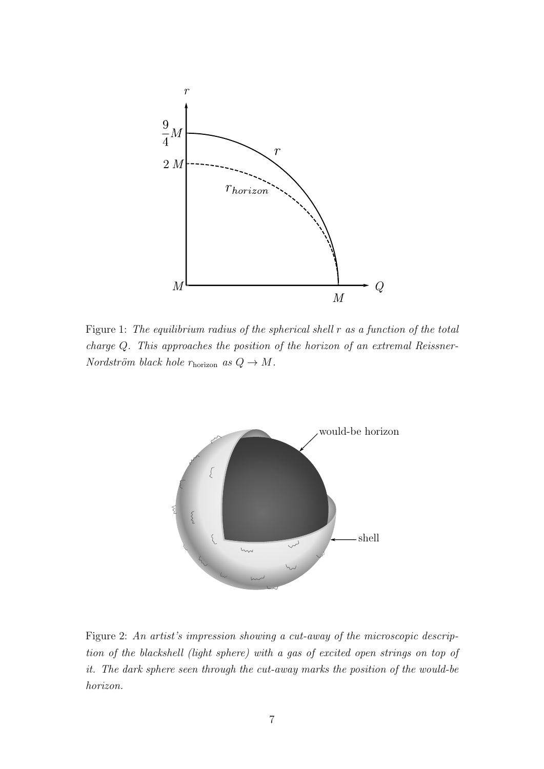Figure 1: *The equilibrium radius of the spherical shell $r$ as a function of the total charge $Q$. This approaches the position of the horizon of an extremal Reissner-Nordström black hole $r_{\rm horizon}$ as $Q \to M$.*

Figure 2: *An artist's impression showing a cut-away of the microscopic description of the blackshell (light sphere) with a gas of excited open strings on top of it. The dark sphere seen through the cut-away marks the position of the would-be horizon.*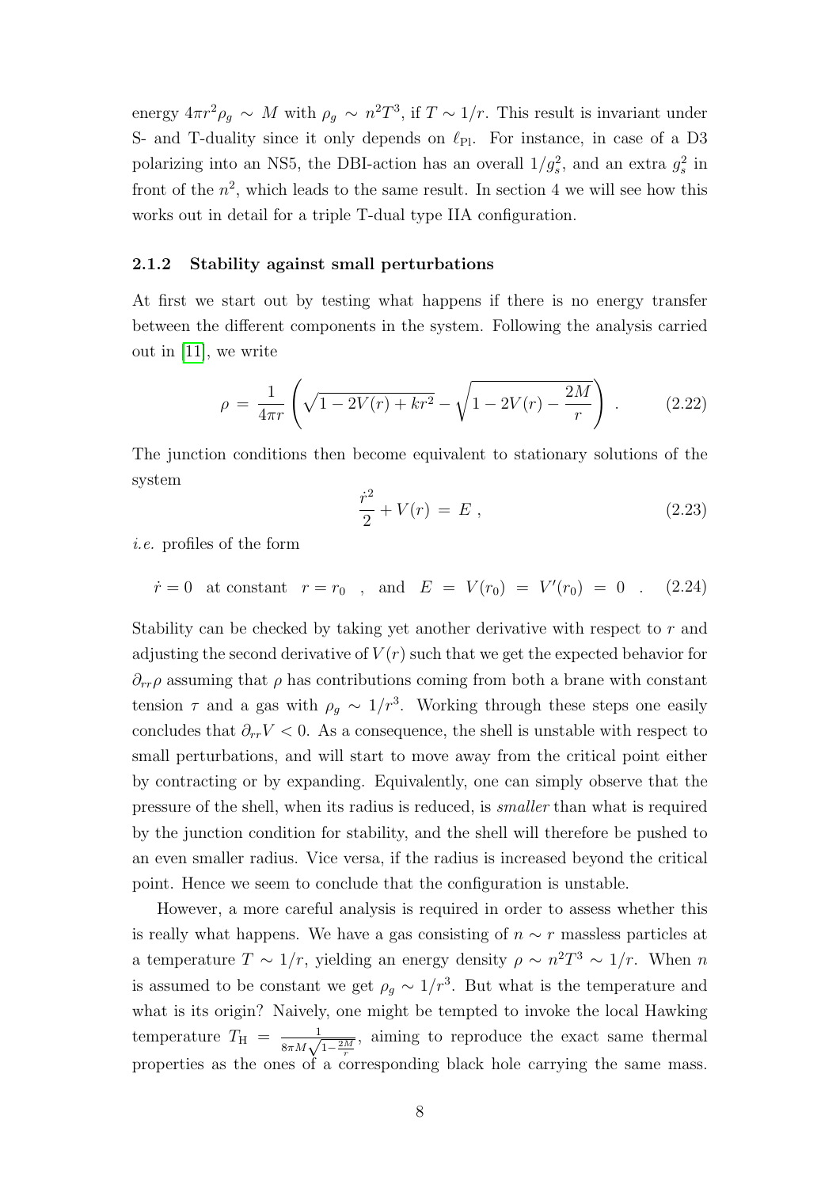energy $4\pi r^2 \rho_g \sim M$ with $\rho_g \sim n^2 T^3$, if $T \sim 1/r$. This result is invariant under S- and T-duality since it only depends on $\ell_{\rm Pl}$. For instance, in case of a D3 polarizing into an NS5, the DBI-action has an overall $1/g_s^2$, and an extra $g_s^2$ in front of the $n^2$, which leads to the same result. In section 4 we will see how this works out in detail for a triple T-dual type IIA configuration.

### 2.1.2 Stability against small perturbations

At first we start out by testing what happens if there is no energy transfer between the different components in the system. Following the analysis carried out in [11], we write

$$\rho = \frac{1}{4\pi r}\left(\sqrt{1 - 2V(r) + kr^2} - \sqrt{1 - 2V(r) - \frac{2M}{r}}\right) . \tag{2.22}$$

The junction conditions then become equivalent to stationary solutions of the system

$$\frac{\dot{r}^2}{2} + V(r) = E , \tag{2.23}$$

*i.e.* profiles of the form

$$\dot{r} = 0 \quad \text{at constant} \quad r = r_0 \quad , \quad \text{and} \quad E = V(r_0) = V'(r_0) = 0 \quad . \tag{2.24}$$

Stability can be checked by taking yet another derivative with respect to $r$ and adjusting the second derivative of $V(r)$ such that we get the expected behavior for $\partial_{rr}\rho$ assuming that $\rho$ has contributions coming from both a brane with constant tension $\tau$ and a gas with $\rho_g \sim 1/r^3$. Working through these steps one easily concludes that $\partial_{rr} V < 0$. As a consequence, the shell is unstable with respect to small perturbations, and will start to move away from the critical point either by contracting or by expanding. Equivalently, one can simply observe that the pressure of the shell, when its radius is reduced, is *smaller* than what is required by the junction condition for stability, and the shell will therefore be pushed to an even smaller radius. Vice versa, if the radius is increased beyond the critical point. Hence we seem to conclude that the configuration is unstable.

However, a more careful analysis is required in order to assess whether this is really what happens. We have a gas consisting of $n \sim r$ massless particles at a temperature $T \sim 1/r$, yielding an energy density $\rho \sim n^2 T^3 \sim 1/r$. When $n$ is assumed to be constant we get $\rho_g \sim 1/r^3$. But what is the temperature and what is its origin? Naively, one might be tempted to invoke the local Hawking temperature $T_{\rm H} = \frac{1}{8\pi M \sqrt{1 - \frac{2M}{r}}}$, aiming to reproduce the exact same thermal properties as the ones of a corresponding black hole carrying the same mass.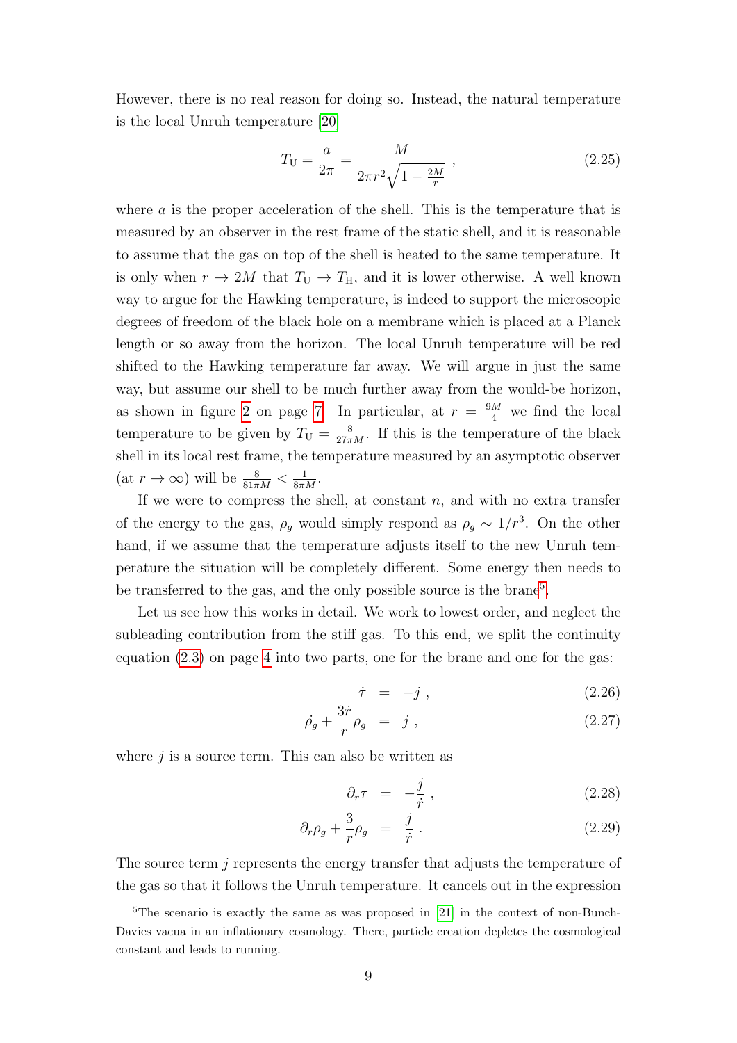However, there is no real reason for doing so. Instead, the natural temperature is the local Unruh temperature [20]

$$T_{\rm U} = \frac{a}{2\pi} = \frac{M}{2\pi r^2\sqrt{1-\frac{2M}{r}}} \;, \tag{2.25}$$

where $a$ is the proper acceleration of the shell. This is the temperature that is measured by an observer in the rest frame of the static shell, and it is reasonable to assume that the gas on top of the shell is heated to the same temperature. It is only when $r \to 2M$ that $T_{\rm U} \to T_{\rm H}$, and it is lower otherwise. A well known way to argue for the Hawking temperature, is indeed to support the microscopic degrees of freedom of the black hole on a membrane which is placed at a Planck length or so away from the horizon. The local Unruh temperature will be red shifted to the Hawking temperature far away. We will argue in just the same way, but assume our shell to be much further away from the would-be horizon, as shown in figure 2 on page 7. In particular, at $r = \frac{9M}{4}$ we find the local temperature to be given by $T_{\rm U} = \frac{8}{27\pi M}$. If this is the temperature of the black shell in its local rest frame, the temperature measured by an asymptotic observer (at $r \to \infty$) will be $\frac{8}{81\pi M} < \frac{1}{8\pi M}$.

If we were to compress the shell, at constant $n$, and with no extra transfer of the energy to the gas, $\rho_g$ would simply respond as $\rho_g \sim 1/r^3$. On the other hand, if we assume that the temperature adjusts itself to the new Unruh temperature the situation will be completely different. Some energy then needs to be transferred to the gas, and the only possible source is the brane[5].

Let us see how this works in detail. We work to lowest order, and neglect the subleading contribution from the stiff gas. To this end, we split the continuity equation (2.3) on page 4 into two parts, one for the brane and one for the gas:

$$\dot{\tau} = -j \;, \tag{2.26}$$

$$\dot{\rho_g} + \frac{3\dot{r}}{r}\rho_g = j \;, \tag{2.27}$$

where $j$ is a source term. This can also be written as

$$\partial_r \tau = -\frac{j}{\dot{r}} \;, \tag{2.28}$$

$$\partial_r \rho_g + \frac{3}{r}\rho_g = \frac{j}{\dot{r}} \;. \tag{2.29}$$

The source term $j$ represents the energy transfer that adjusts the temperature of the gas so that it follows the Unruh temperature. It cancels out in the expression

[5] The scenario is exactly the same as was proposed in [21] in the context of non-Bunch-Davies vacua in an inflationary cosmology. There, particle creation depletes the cosmological constant and leads to running.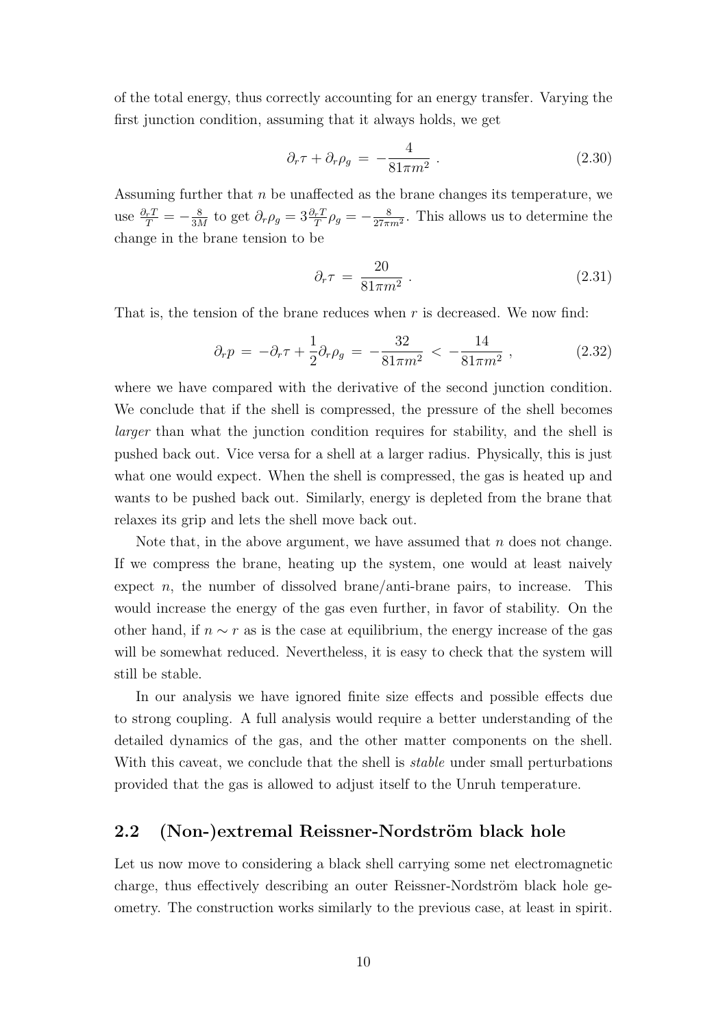of the total energy, thus correctly accounting for an energy transfer. Varying the first junction condition, assuming that it always holds, we get

$$\partial_r \tau + \partial_r \rho_g \;=\; -\frac{4}{81\pi m^2} \;. \tag{2.30}$$

Assuming further that $n$ be unaffected as the brane changes its temperature, we use $\frac{\partial_r T}{T} = -\frac{8}{3M}$ to get $\partial_r \rho_g = 3\frac{\partial_r T}{T}\rho_g = -\frac{8}{27\pi m^2}$. This allows us to determine the change in the brane tension to be

$$\partial_r \tau \;=\; \frac{20}{81\pi m^2} \;. \tag{2.31}$$

That is, the tension of the brane reduces when $r$ is decreased. We now find:

$$\partial_r p \;=\; -\partial_r \tau + \frac{1}{2}\partial_r \rho_g \;=\; -\frac{32}{81\pi m^2} \;<\; -\frac{14}{81\pi m^2} \;, \tag{2.32}$$

where we have compared with the derivative of the second junction condition. We conclude that if the shell is compressed, the pressure of the shell becomes *larger* than what the junction condition requires for stability, and the shell is pushed back out. Vice versa for a shell at a larger radius. Physically, this is just what one would expect. When the shell is compressed, the gas is heated up and wants to be pushed back out. Similarly, energy is depleted from the brane that relaxes its grip and lets the shell move back out.

Note that, in the above argument, we have assumed that $n$ does not change. If we compress the brane, heating up the system, one would at least naively expect $n$, the number of dissolved brane/anti-brane pairs, to increase. This would increase the energy of the gas even further, in favor of stability. On the other hand, if $n \sim r$ as is the case at equilibrium, the energy increase of the gas will be somewhat reduced. Nevertheless, it is easy to check that the system will still be stable.

In our analysis we have ignored finite size effects and possible effects due to strong coupling. A full analysis would require a better understanding of the detailed dynamics of the gas, and the other matter components on the shell. With this caveat, we conclude that the shell is *stable* under small perturbations provided that the gas is allowed to adjust itself to the Unruh temperature.

## 2.2 (Non-)extremal Reissner-Nordström black hole

Let us now move to considering a black shell carrying some net electromagnetic charge, thus effectively describing an outer Reissner-Nordström black hole geometry. The construction works similarly to the previous case, at least in spirit.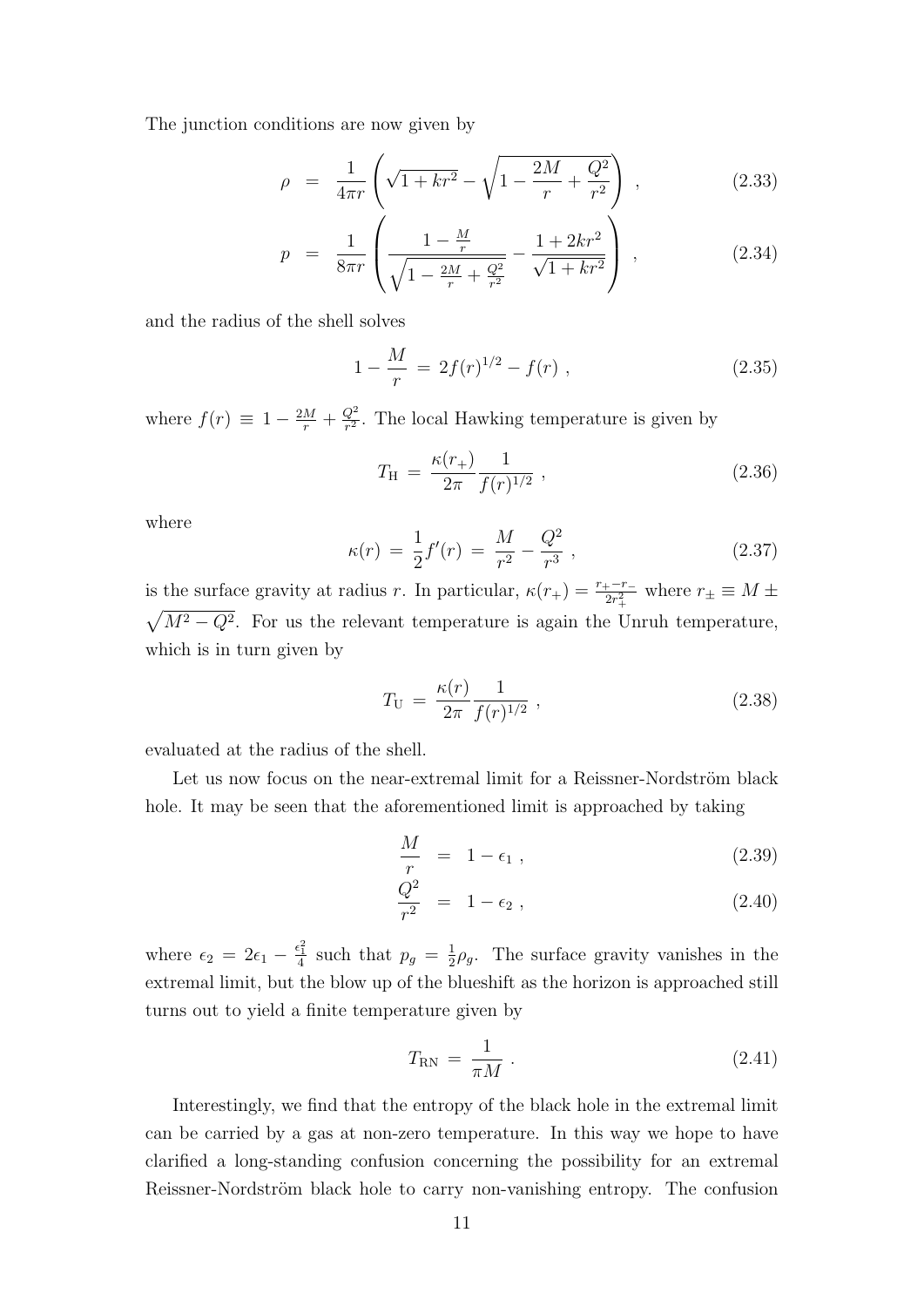The junction conditions are now given by

$$\rho = \frac{1}{4\pi r}\left(\sqrt{1+kr^2} - \sqrt{1-\frac{2M}{r}+\frac{Q^2}{r^2}}\right) , \tag{2.33}$$

$$p = \frac{1}{8\pi r}\left(\frac{1-\frac{M}{r}}{\sqrt{1-\frac{2M}{r}+\frac{Q^2}{r^2}}} - \frac{1+2kr^2}{\sqrt{1+kr^2}}\right) , \tag{2.34}$$

and the radius of the shell solves

$$1-\frac{M}{r} = 2f(r)^{1/2} - f(r) , \tag{2.35}$$

where $f(r) \equiv 1-\frac{2M}{r}+\frac{Q^2}{r^2}$. The local Hawking temperature is given by

$$T_{\rm H} = \frac{\kappa(r_+)}{2\pi}\frac{1}{f(r)^{1/2}} , \tag{2.36}$$

where

$$\kappa(r) = \frac{1}{2}f'(r) = \frac{M}{r^2} - \frac{Q^2}{r^3} , \tag{2.37}$$

is the surface gravity at radius $r$. In particular, $\kappa(r_+) = \frac{r_+ - r_-}{2r_+^2}$ where $r_\pm \equiv M \pm \sqrt{M^2-Q^2}$. For us the relevant temperature is again the Unruh temperature, which is in turn given by

$$T_{\rm U} = \frac{\kappa(r)}{2\pi}\frac{1}{f(r)^{1/2}} , \tag{2.38}$$

evaluated at the radius of the shell.

Let us now focus on the near-extremal limit for a Reissner-Nordström black hole. It may be seen that the aforementioned limit is approached by taking

$$\frac{M}{r} = 1-\epsilon_1 , \tag{2.39}$$

$$\frac{Q^2}{r^2} = 1-\epsilon_2 , \tag{2.40}$$

where $\epsilon_2 = 2\epsilon_1 - \frac{\epsilon_1^2}{4}$ such that $p_g = \frac{1}{2}\rho_g$. The surface gravity vanishes in the extremal limit, but the blow up of the blueshift as the horizon is approached still turns out to yield a finite temperature given by

$$T_{\rm RN} = \frac{1}{\pi M} . \tag{2.41}$$

Interestingly, we find that the entropy of the black hole in the extremal limit can be carried by a gas at non-zero temperature. In this way we hope to have clarified a long-standing confusion concerning the possibility for an extremal Reissner-Nordström black hole to carry non-vanishing entropy. The confusion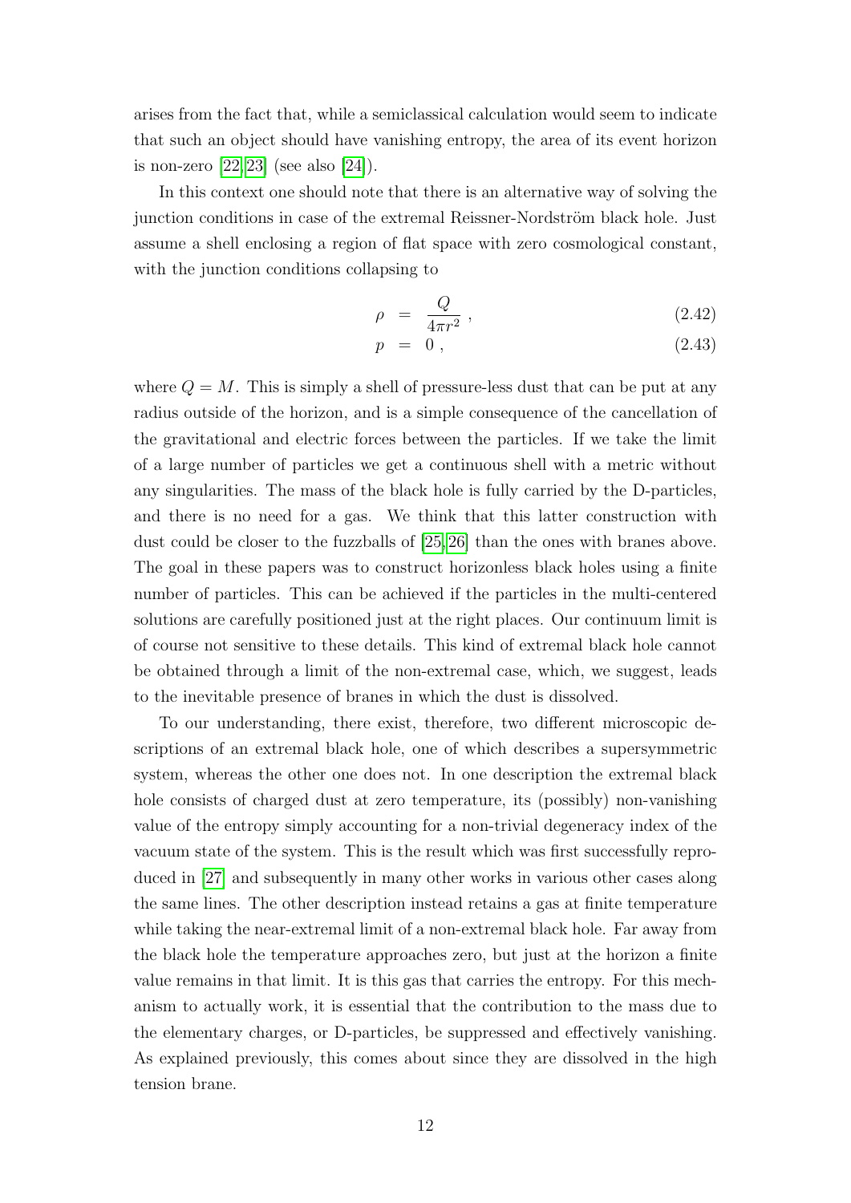arises from the fact that, while a semiclassical calculation would seem to indicate that such an object should have vanishing entropy, the area of its event horizon is non-zero [22,23] (see also [24]).

In this context one should note that there is an alternative way of solving the junction conditions in case of the extremal Reissner-Nordström black hole. Just assume a shell enclosing a region of flat space with zero cosmological constant, with the junction conditions collapsing to

$$\rho = \frac{Q}{4\pi r^2} , \tag{2.42}$$

$$p = 0 , \tag{2.43}$$

where $Q = M$. This is simply a shell of pressure-less dust that can be put at any radius outside of the horizon, and is a simple consequence of the cancellation of the gravitational and electric forces between the particles. If we take the limit of a large number of particles we get a continuous shell with a metric without any singularities. The mass of the black hole is fully carried by the D-particles, and there is no need for a gas. We think that this latter construction with dust could be closer to the fuzzballs of [25,26] than the ones with branes above. The goal in these papers was to construct horizonless black holes using a finite number of particles. This can be achieved if the particles in the multi-centered solutions are carefully positioned just at the right places. Our continuum limit is of course not sensitive to these details. This kind of extremal black hole cannot be obtained through a limit of the non-extremal case, which, we suggest, leads to the inevitable presence of branes in which the dust is dissolved.

To our understanding, there exist, therefore, two different microscopic descriptions of an extremal black hole, one of which describes a supersymmetric system, whereas the other one does not. In one description the extremal black hole consists of charged dust at zero temperature, its (possibly) non-vanishing value of the entropy simply accounting for a non-trivial degeneracy index of the vacuum state of the system. This is the result which was first successfully reproduced in [27] and subsequently in many other works in various other cases along the same lines. The other description instead retains a gas at finite temperature while taking the near-extremal limit of a non-extremal black hole. Far away from the black hole the temperature approaches zero, but just at the horizon a finite value remains in that limit. It is this gas that carries the entropy. For this mechanism to actually work, it is essential that the contribution to the mass due to the elementary charges, or D-particles, be suppressed and effectively vanishing. As explained previously, this comes about since they are dissolved in the high tension brane.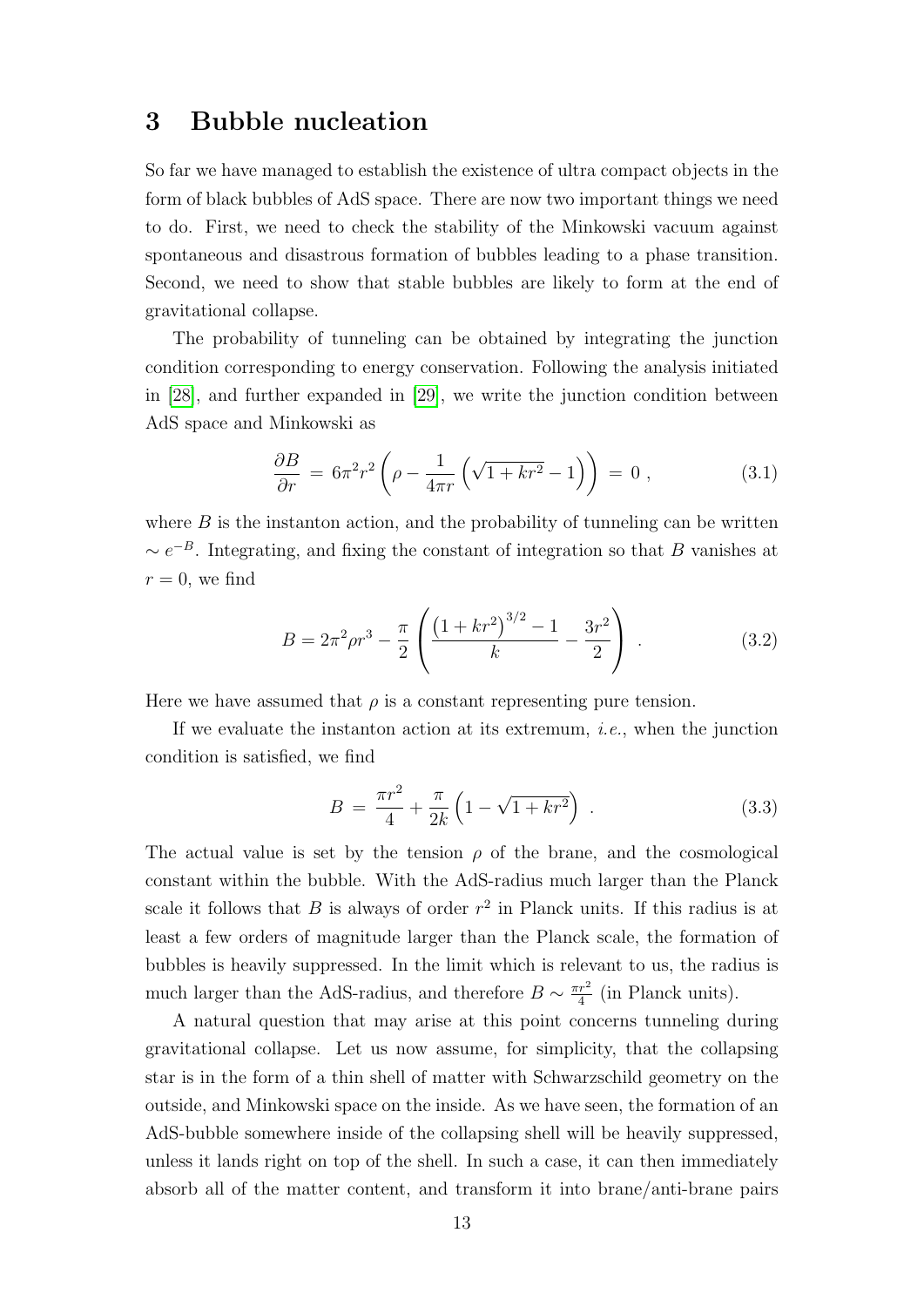## 3 Bubble nucleation

So far we have managed to establish the existence of ultra compact objects in the form of black bubbles of AdS space. There are now two important things we need to do. First, we need to check the stability of the Minkowski vacuum against spontaneous and disastrous formation of bubbles leading to a phase transition. Second, we need to show that stable bubbles are likely to form at the end of gravitational collapse.

The probability of tunneling can be obtained by integrating the junction condition corresponding to energy conservation. Following the analysis initiated in [28], and further expanded in [29], we write the junction condition between AdS space and Minkowski as

$$\frac{\partial B}{\partial r} \,=\, 6\pi^2 r^2 \left( \rho - \frac{1}{4\pi r} \left( \sqrt{1+kr^2} - 1 \right) \right) \,=\, 0 \,, \tag{3.1}$$

where $B$ is the instanton action, and the probability of tunneling can be written $\sim e^{-B}$. Integrating, and fixing the constant of integration so that $B$ vanishes at $r = 0$, we find

$$B = 2\pi^2 \rho r^3 - \frac{\pi}{2} \left( \frac{\left(1+kr^2\right)^{3/2} - 1}{k} - \frac{3r^2}{2} \right) \,. \tag{3.2}$$

Here we have assumed that $\rho$ is a constant representing pure tension.

If we evaluate the instanton action at its extremum, *i.e.*, when the junction condition is satisfied, we find

$$B \,=\, \frac{\pi r^2}{4} + \frac{\pi}{2k} \left( 1 - \sqrt{1+kr^2} \right) \,. \tag{3.3}$$

The actual value is set by the tension $\rho$ of the brane, and the cosmological constant within the bubble. With the AdS-radius much larger than the Planck scale it follows that $B$ is always of order $r^2$ in Planck units. If this radius is at least a few orders of magnitude larger than the Planck scale, the formation of bubbles is heavily suppressed. In the limit which is relevant to us, the radius is much larger than the AdS-radius, and therefore $B \sim \frac{\pi r^2}{4}$ (in Planck units).

A natural question that may arise at this point concerns tunneling during gravitational collapse. Let us now assume, for simplicity, that the collapsing star is in the form of a thin shell of matter with Schwarzschild geometry on the outside, and Minkowski space on the inside. As we have seen, the formation of an AdS-bubble somewhere inside of the collapsing shell will be heavily suppressed, unless it lands right on top of the shell. In such a case, it can then immediately absorb all of the matter content, and transform it into brane/anti-brane pairs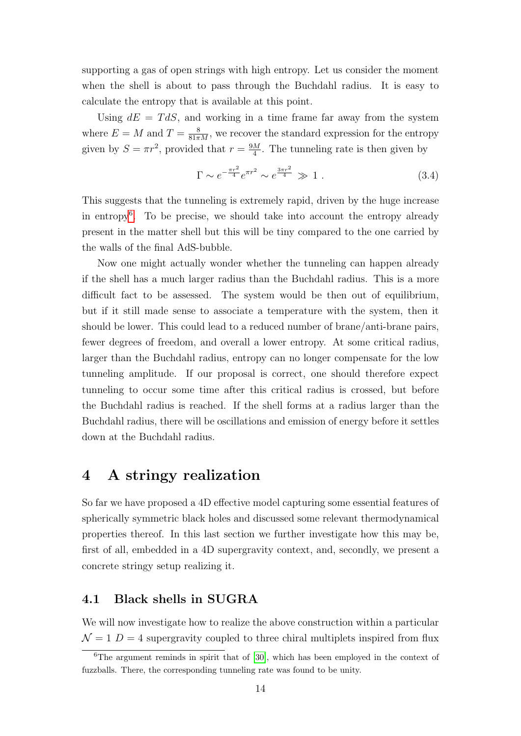supporting a gas of open strings with high entropy. Let us consider the moment when the shell is about to pass through the Buchdahl radius. It is easy to calculate the entropy that is available at this point.

Using $dE = TdS$, and working in a time frame far away from the system where $E = M$ and $T = \frac{8}{81\pi M}$, we recover the standard expression for the entropy given by $S = \pi r^2$, provided that $r = \frac{9M}{4}$. The tunneling rate is then given by

$$\Gamma \sim e^{-\frac{\pi r^2}{4}} e^{\pi r^2} \sim e^{\frac{3\pi r^2}{4}} \gg 1 \, . \tag{3.4}$$

This suggests that the tunneling is extremely rapid, driven by the huge increase in entropy[6]. To be precise, we should take into account the entropy already present in the matter shell but this will be tiny compared to the one carried by the walls of the final AdS-bubble.

Now one might actually wonder whether the tunneling can happen already if the shell has a much larger radius than the Buchdahl radius. This is a more difficult fact to be assessed. The system would be then out of equilibrium, but if it still made sense to associate a temperature with the system, then it should be lower. This could lead to a reduced number of brane/anti-brane pairs, fewer degrees of freedom, and overall a lower entropy. At some critical radius, larger than the Buchdahl radius, entropy can no longer compensate for the low tunneling amplitude. If our proposal is correct, one should therefore expect tunneling to occur some time after this critical radius is crossed, but before the Buchdahl radius is reached. If the shell forms at a radius larger than the Buchdahl radius, there will be oscillations and emission of energy before it settles down at the Buchdahl radius.

# 4 A stringy realization

So far we have proposed a 4D effective model capturing some essential features of spherically symmetric black holes and discussed some relevant thermodynamical properties thereof. In this last section we further investigate how this may be, first of all, embedded in a 4D supergravity context, and, secondly, we present a concrete stringy setup realizing it.

## 4.1 Black shells in SUGRA

We will now investigate how to realize the above construction within a particular $\mathcal{N} = 1$ $D = 4$ supergravity coupled to three chiral multiplets inspired from flux

[6] The argument reminds in spirit that of [30], which has been employed in the context of fuzzballs. There, the corresponding tunneling rate was found to be unity.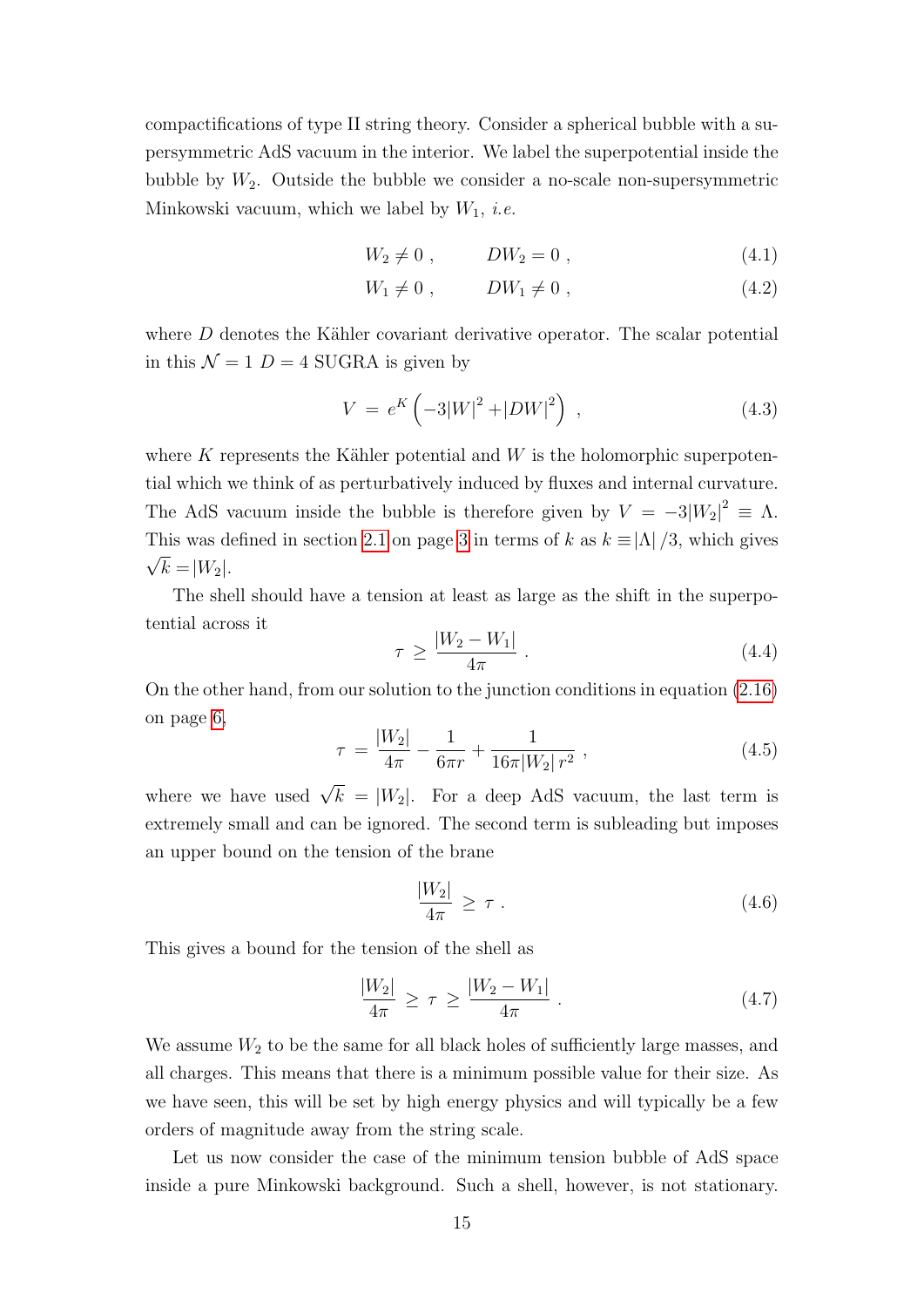compactifications of type II string theory. Consider a spherical bubble with a supersymmetric AdS vacuum in the interior. We label the superpotential inside the bubble by $W_2$. Outside the bubble we consider a no-scale non-supersymmetric Minkowski vacuum, which we label by $W_1$, *i.e.*

$$W_2 \neq 0 \,, \qquad DW_2 = 0 \,, \tag{4.1}$$

$$W_1 \neq 0 \,, \qquad DW_1 \neq 0 \,, \tag{4.2}$$

where $D$ denotes the Kähler covariant derivative operator. The scalar potential in this $\mathcal{N} = 1$ $D = 4$ SUGRA is given by

$$V = e^K \left( -3|W|^2 + |DW|^2 \right) \,, \tag{4.3}$$

where $K$ represents the Kähler potential and $W$ is the holomorphic superpotential which we think of as perturbatively induced by fluxes and internal curvature. The AdS vacuum inside the bubble is therefore given by $V = -3|W_2|^2 \equiv \Lambda$. This was defined in section 2.1 on page 3 in terms of $k$ as $k \equiv |\Lambda|/3$, which gives $\sqrt{k} = |W_2|$.

The shell should have a tension at least as large as the shift in the superpotential across it

$$\tau \geq \frac{|W_2 - W_1|}{4\pi} \,. \tag{4.4}$$

On the other hand, from our solution to the junction conditions in equation (2.16) on page 6,

$$\tau = \frac{|W_2|}{4\pi} - \frac{1}{6\pi r} + \frac{1}{16\pi |W_2| \, r^2} \,, \tag{4.5}$$

where we have used $\sqrt{k} = |W_2|$. For a deep AdS vacuum, the last term is extremely small and can be ignored. The second term is subleading but imposes an upper bound on the tension of the brane

$$\frac{|W_2|}{4\pi} \geq \tau \,. \tag{4.6}$$

This gives a bound for the tension of the shell as

$$\frac{|W_2|}{4\pi} \geq \tau \geq \frac{|W_2 - W_1|}{4\pi} \,. \tag{4.7}$$

We assume $W_2$ to be the same for all black holes of sufficiently large masses, and all charges. This means that there is a minimum possible value for their size. As we have seen, this will be set by high energy physics and will typically be a few orders of magnitude away from the string scale.

Let us now consider the case of the minimum tension bubble of AdS space inside a pure Minkowski background. Such a shell, however, is not stationary.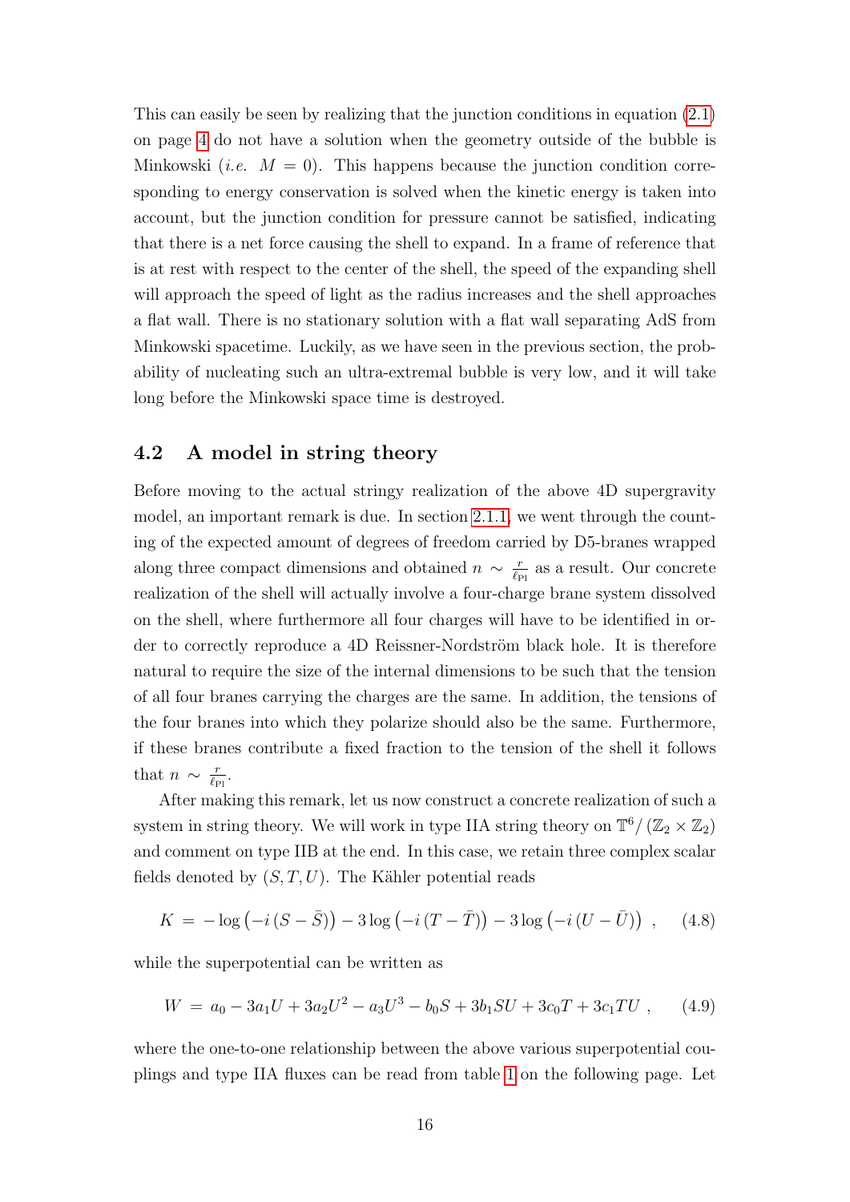This can easily be seen by realizing that the junction conditions in equation (2.1) on page 4 do not have a solution when the geometry outside of the bubble is Minkowski (*i.e.* $M = 0$). This happens because the junction condition corresponding to energy conservation is solved when the kinetic energy is taken into account, but the junction condition for pressure cannot be satisfied, indicating that there is a net force causing the shell to expand. In a frame of reference that is at rest with respect to the center of the shell, the speed of the expanding shell will approach the speed of light as the radius increases and the shell approaches a flat wall. There is no stationary solution with a flat wall separating AdS from Minkowski spacetime. Luckily, as we have seen in the previous section, the probability of nucleating such an ultra-extremal bubble is very low, and it will take long before the Minkowski space time is destroyed.

## 4.2 A model in string theory

Before moving to the actual stringy realization of the above 4D supergravity model, an important remark is due. In section 2.1.1, we went through the counting of the expected amount of degrees of freedom carried by D5-branes wrapped along three compact dimensions and obtained $n \sim \frac{r}{\ell_{\rm Pl}}$ as a result. Our concrete realization of the shell will actually involve a four-charge brane system dissolved on the shell, where furthermore all four charges will have to be identified in order to correctly reproduce a 4D Reissner-Nordström black hole. It is therefore natural to require the size of the internal dimensions to be such that the tension of all four branes carrying the charges are the same. In addition, the tensions of the four branes into which they polarize should also be the same. Furthermore, if these branes contribute a fixed fraction to the tension of the shell it follows that $n \sim \frac{r}{\ell_{\rm Pl}}$.

After making this remark, let us now construct a concrete realization of such a system in string theory. We will work in type IIA string theory on $\mathbb{T}^6/(\mathbb{Z}_2 \times \mathbb{Z}_2)$ and comment on type IIB at the end. In this case, we retain three complex scalar fields denoted by $(S, T, U)$. The Kähler potential reads

$$K = -\log\left(-i\left(S - \bar{S}\right)\right) - 3\log\left(-i\left(T - \bar{T}\right)\right) - 3\log\left(-i\left(U - \bar{U}\right)\right) \ , \qquad (4.8)$$

while the superpotential can be written as

$$W = a_0 - 3a_1 U + 3a_2 U^2 - a_3 U^3 - b_0 S + 3b_1 SU + 3c_0 T + 3c_1 TU \ , \qquad (4.9)$$

where the one-to-one relationship between the above various superpotential couplings and type IIA fluxes can be read from table 1 on the following page. Let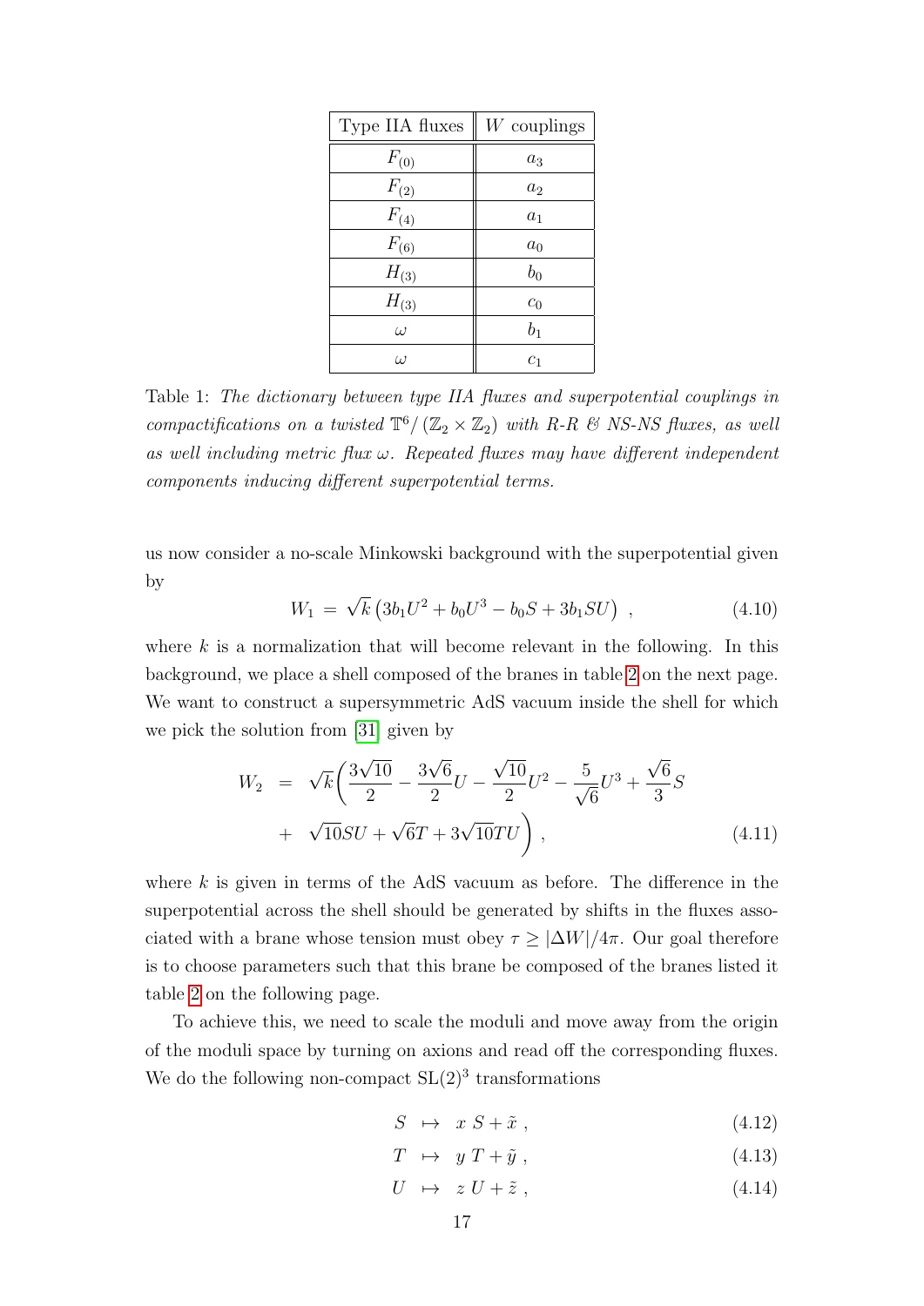| Type IIA fluxes | $W$ couplings |
|---|---|
| $F_{(0)}$ | $a_3$ |
| $F_{(2)}$ | $a_2$ |
| $F_{(4)}$ | $a_1$ |
| $F_{(6)}$ | $a_0$ |
| $H_{(3)}$ | $b_0$ |
| $H_{(3)}$ | $c_0$ |
| $\omega$ | $b_1$ |
| $\omega$ | $c_1$ |

Table 1: *The dictionary between type IIA fluxes and superpotential couplings in compactifications on a twisted $\mathbb{T}^6/(\mathbb{Z}_2 \times \mathbb{Z}_2)$ with R-R & NS-NS fluxes, as well as well including metric flux $\omega$. Repeated fluxes may have different independent components inducing different superpotential terms.*

us now consider a no-scale Minkowski background with the superpotential given by

$$W_1 \;=\; \sqrt{k}\left(3b_1U^2 + b_0U^3 - b_0S + 3b_1SU\right) \;, \tag{4.10}$$

where $k$ is a normalization that will become relevant in the following. In this background, we place a shell composed of the branes in table 2 on the next page. We want to construct a supersymmetric AdS vacuum inside the shell for which we pick the solution from [31] given by

$$\begin{aligned} W_2 \;&=\; \sqrt{k}\bigg(\frac{3\sqrt{10}}{2} - \frac{3\sqrt{6}}{2}U - \frac{\sqrt{10}}{2}U^2 - \frac{5}{\sqrt{6}}U^3 + \frac{\sqrt{6}}{3}S \\ &+\; \sqrt{10}SU + \sqrt{6}T + 3\sqrt{10}TU\bigg)\;, \end{aligned} \tag{4.11}$$

where $k$ is given in terms of the AdS vacuum as before. The difference in the superpotential across the shell should be generated by shifts in the fluxes associated with a brane whose tension must obey $\tau \geq |\Delta W|/4\pi$. Our goal therefore is to choose parameters such that this brane be composed of the branes listed it table 2 on the following page.

To achieve this, we need to scale the moduli and move away from the origin of the moduli space by turning on axions and read off the corresponding fluxes. We do the following non-compact $\mathrm{SL}(2)^3$ transformations

$$S \;\mapsto\; x\,S + \tilde{x}\;, \tag{4.12}$$

$$T \;\mapsto\; y\,T + \tilde{y}\;, \tag{4.13}$$

$$U \;\mapsto\; z\,U + \tilde{z}\;, \tag{4.14}$$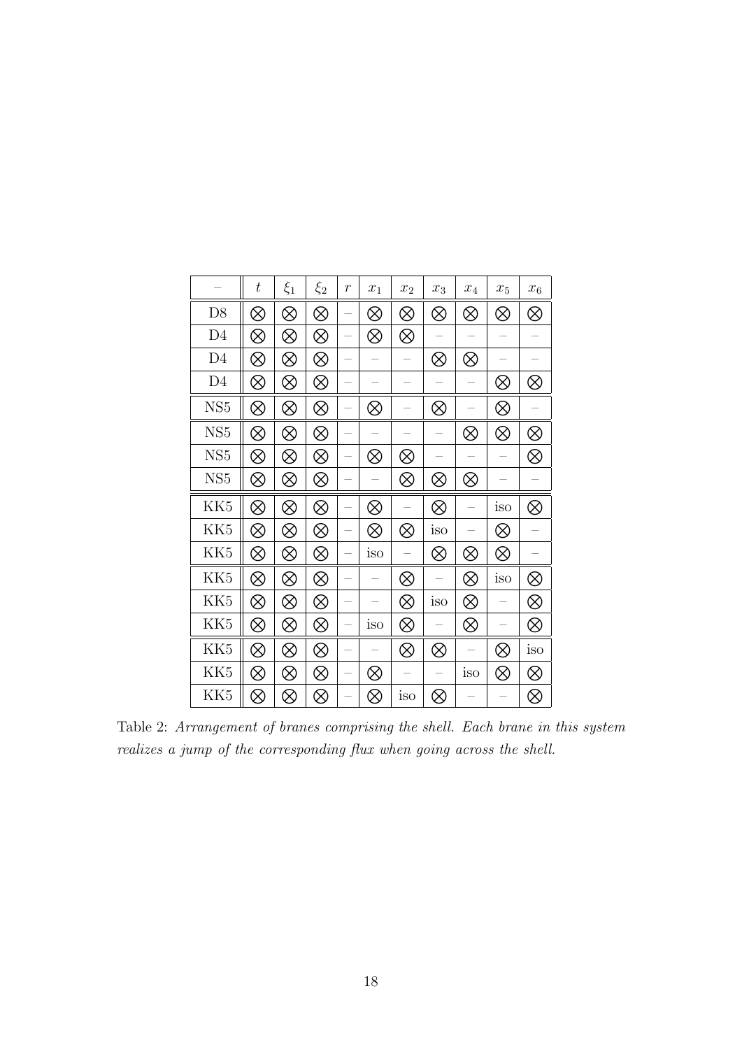| – | $t$ | $\xi_1$ | $\xi_2$ | $r$ | $x_1$ | $x_2$ | $x_3$ | $x_4$ | $x_5$ | $x_6$ |
|---|---|---|---|---|---|---|---|---|---|---|
| D8 | ⊗ | ⊗ | ⊗ | – | ⊗ | ⊗ | ⊗ | ⊗ | ⊗ | ⊗ |
| D4 | ⊗ | ⊗ | ⊗ | – | ⊗ | ⊗ | – | – | – | – |
| D4 | ⊗ | ⊗ | ⊗ | – | – | – | ⊗ | ⊗ | – | – |
| D4 | ⊗ | ⊗ | ⊗ | – | – | – | – | – | ⊗ | ⊗ |
| NS5 | ⊗ | ⊗ | ⊗ | – | ⊗ | – | ⊗ | – | ⊗ | – |
| NS5 | ⊗ | ⊗ | ⊗ | – | – | – | – | ⊗ | ⊗ | ⊗ |
| NS5 | ⊗ | ⊗ | ⊗ | – | ⊗ | ⊗ | – | – | – | ⊗ |
| NS5 | ⊗ | ⊗ | ⊗ | – | – | ⊗ | ⊗ | ⊗ | – | – |
| KK5 | ⊗ | ⊗ | ⊗ | – | ⊗ | – | ⊗ | – | iso | ⊗ |
| KK5 | ⊗ | ⊗ | ⊗ | – | ⊗ | ⊗ | iso | – | ⊗ | – |
| KK5 | ⊗ | ⊗ | ⊗ | – | iso | – | ⊗ | ⊗ | ⊗ | – |
| KK5 | ⊗ | ⊗ | ⊗ | – | – | ⊗ | – | ⊗ | iso | ⊗ |
| KK5 | ⊗ | ⊗ | ⊗ | – | – | ⊗ | iso | ⊗ | – | ⊗ |
| KK5 | ⊗ | ⊗ | ⊗ | – | iso | ⊗ | – | ⊗ | – | ⊗ |
| KK5 | ⊗ | ⊗ | ⊗ | – | – | ⊗ | ⊗ | – | ⊗ | iso |
| KK5 | ⊗ | ⊗ | ⊗ | – | ⊗ | – | – | iso | ⊗ | ⊗ |
| KK5 | ⊗ | ⊗ | ⊗ | – | ⊗ | iso | ⊗ | – | – | ⊗ |

Table 2: *Arrangement of branes comprising the shell. Each brane in this system realizes a jump of the corresponding flux when going across the shell.*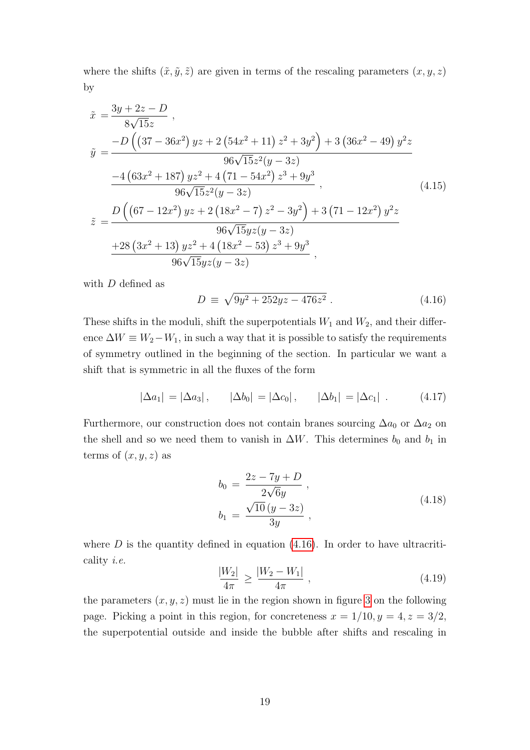where the shifts $(\tilde{x}, \tilde{y}, \tilde{z})$ are given in terms of the rescaling parameters $(x, y, z)$ by

$$
\begin{aligned}
\tilde{x} &= \frac{3y + 2z - D}{8\sqrt{15}z} \ , \\
\tilde{y} &= \frac{-D\left(\left(37 - 36x^2\right)yz + 2\left(54x^2 + 11\right)z^2 + 3y^2\right) + 3\left(36x^2 - 49\right)y^2 z}{96\sqrt{15}z^2(y - 3z)} \\
&\quad \frac{-4\left(63x^2 + 187\right)yz^2 + 4\left(71 - 54x^2\right)z^3 + 9y^3}{96\sqrt{15}z^2(y - 3z)} \ , \\
\tilde{z} &= \frac{D\left(\left(67 - 12x^2\right)yz + 2\left(18x^2 - 7\right)z^2 - 3y^2\right) + 3\left(71 - 12x^2\right)y^2 z}{96\sqrt{15}yz(y - 3z)} \\
&\quad \frac{+28\left(3x^2 + 13\right)yz^2 + 4\left(18x^2 - 53\right)z^3 + 9y^3}{96\sqrt{15}yz(y - 3z)} \ ,
\end{aligned}
\tag{4.15}
$$

with $D$ defined as

$$
D \equiv \sqrt{9y^2 + 252yz - 476z^2} \ . \tag{4.16}
$$

These shifts in the moduli, shift the superpotentials $W_1$ and $W_2$, and their difference $\Delta W \equiv W_2 - W_1$, in such a way that it is possible to satisfy the requirements of symmetry outlined in the beginning of the section. In particular we want a shift that is symmetric in all the fluxes of the form

$$
|\Delta a_1| = |\Delta a_3| \ , \qquad |\Delta b_0| = |\Delta c_0| \ , \qquad |\Delta b_1| = |\Delta c_1| \ . \tag{4.17}
$$

Furthermore, our construction does not contain branes sourcing $\Delta a_0$ or $\Delta a_2$ on the shell and so we need them to vanish in $\Delta W$. This determines $b_0$ and $b_1$ in terms of $(x, y, z)$ as

$$
\begin{aligned}
b_0 &= \frac{2z - 7y + D}{2\sqrt{6}y} \ , \\
b_1 &= \frac{\sqrt{10}\,(y - 3z)}{3y} \ ,
\end{aligned}
\tag{4.18}
$$

where $D$ is the quantity defined in equation (4.16). In order to have ultracriticality *i.e.*

$$
\frac{|W_2|}{4\pi} \geq \frac{|W_2 - W_1|}{4\pi} \ , \tag{4.19}
$$

the parameters $(x, y, z)$ must lie in the region shown in figure 3 on the following page. Picking a point in this region, for concreteness $x = 1/10, y = 4, z = 3/2$, the superpotential outside and inside the bubble after shifts and rescaling in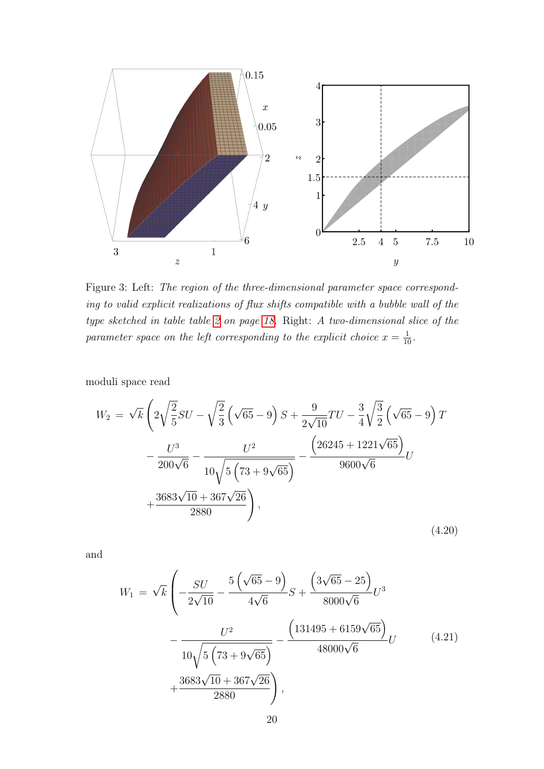Figure 3: Left: *The region of the three-dimensional parameter space corresponding to valid explicit realizations of flux shifts compatible with a bubble wall of the type sketched in table table 2 on page 18.* Right: *A two-dimensional slice of the parameter space on the left corresponding to the explicit choice $x = \frac{1}{10}$.*

moduli space read

$$
\begin{aligned}
W_2 \;=\; \sqrt{k}\Bigg( & 2\sqrt{\frac{2}{5}}SU - \sqrt{\frac{2}{3}}\left(\sqrt{65}-9\right)S + \frac{9}{2\sqrt{10}}TU - \frac{3}{4}\sqrt{\frac{3}{2}}\left(\sqrt{65}-9\right)T \\
& - \frac{U^3}{200\sqrt{6}} - \frac{U^2}{10\sqrt{5\left(73+9\sqrt{65}\right)}} - \frac{\left(26245+1221\sqrt{65}\right)}{9600\sqrt{6}}U \\
& + \frac{3683\sqrt{10}+367\sqrt{26}}{2880}\Bigg),
\end{aligned}
\tag{4.20}
$$

and

$$
\begin{aligned}
W_1 \;=\; \sqrt{k}\Bigg( & -\frac{SU}{2\sqrt{10}} - \frac{5\left(\sqrt{65}-9\right)}{4\sqrt{6}}S + \frac{\left(3\sqrt{65}-25\right)}{8000\sqrt{6}}U^3 \\
& - \frac{U^2}{10\sqrt{5\left(73+9\sqrt{65}\right)}} - \frac{\left(131495+6159\sqrt{65}\right)}{48000\sqrt{6}}U \\
& + \frac{3683\sqrt{10}+367\sqrt{26}}{2880}\Bigg),
\end{aligned}
\tag{4.21}
$$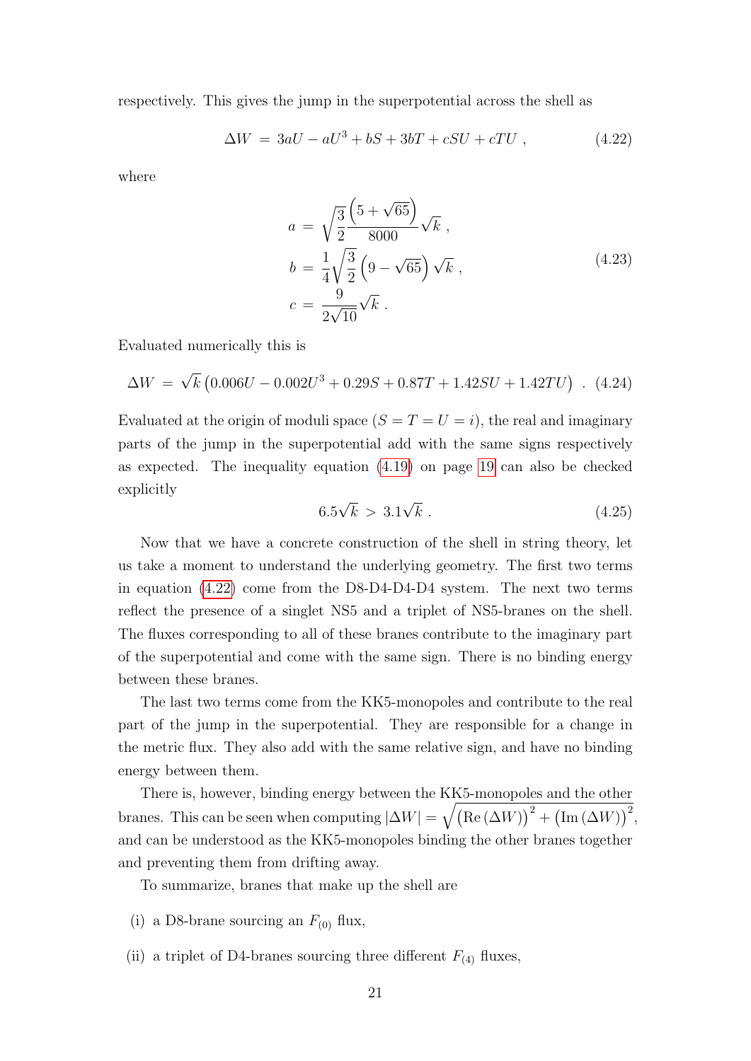respectively. This gives the jump in the superpotential across the shell as

$$\Delta W \,=\, 3aU - aU^3 + bS + 3bT + cSU + cTU \ , \tag{4.22}$$

where

$$\begin{aligned} a \,&=\, \sqrt{\frac{3}{2}}\frac{\left(5+\sqrt{65}\right)}{8000}\sqrt{k} \ , \\ b \,&=\, \frac{1}{4}\sqrt{\frac{3}{2}}\left(9-\sqrt{65}\right)\sqrt{k} \ , \\ c \,&=\, \frac{9}{2\sqrt{10}}\sqrt{k} \ . \end{aligned} \tag{4.23}$$

Evaluated numerically this is

$$\Delta W \,=\, \sqrt{k}\left(0.006U - 0.002U^3 + 0.29S + 0.87T + 1.42SU + 1.42TU\right) \ . \tag{4.24}$$

Evaluated at the origin of moduli space ($S = T = U = i$), the real and imaginary parts of the jump in the superpotential add with the same signs respectively as expected. The inequality equation (4.19) on page 19 can also be checked explicitly

$$6.5\sqrt{k} \,>\, 3.1\sqrt{k} \ . \tag{4.25}$$

Now that we have a concrete construction of the shell in string theory, let us take a moment to understand the underlying geometry. The first two terms in equation (4.22) come from the D8-D4-D4-D4 system. The next two terms reflect the presence of a singlet NS5 and a triplet of NS5-branes on the shell. The fluxes corresponding to all of these branes contribute to the imaginary part of the superpotential and come with the same sign. There is no binding energy between these branes.

The last two terms come from the KK5-monopoles and contribute to the real part of the jump in the superpotential. They are responsible for a change in the metric flux. They also add with the same relative sign, and have no binding energy between them.

There is, however, binding energy between the KK5-monopoles and the other branes. This can be seen when computing $|\Delta W| = \sqrt{\left(\mathrm{Re}\left(\Delta W\right)\right)^2 + \left(\mathrm{Im}\left(\Delta W\right)\right)^2}$, and can be understood as the KK5-monopoles binding the other branes together and preventing them from drifting away.

To summarize, branes that make up the shell are

(i) a D8-brane sourcing an $F_{(0)}$ flux,

(ii) a triplet of D4-branes sourcing three different $F_{(4)}$ fluxes,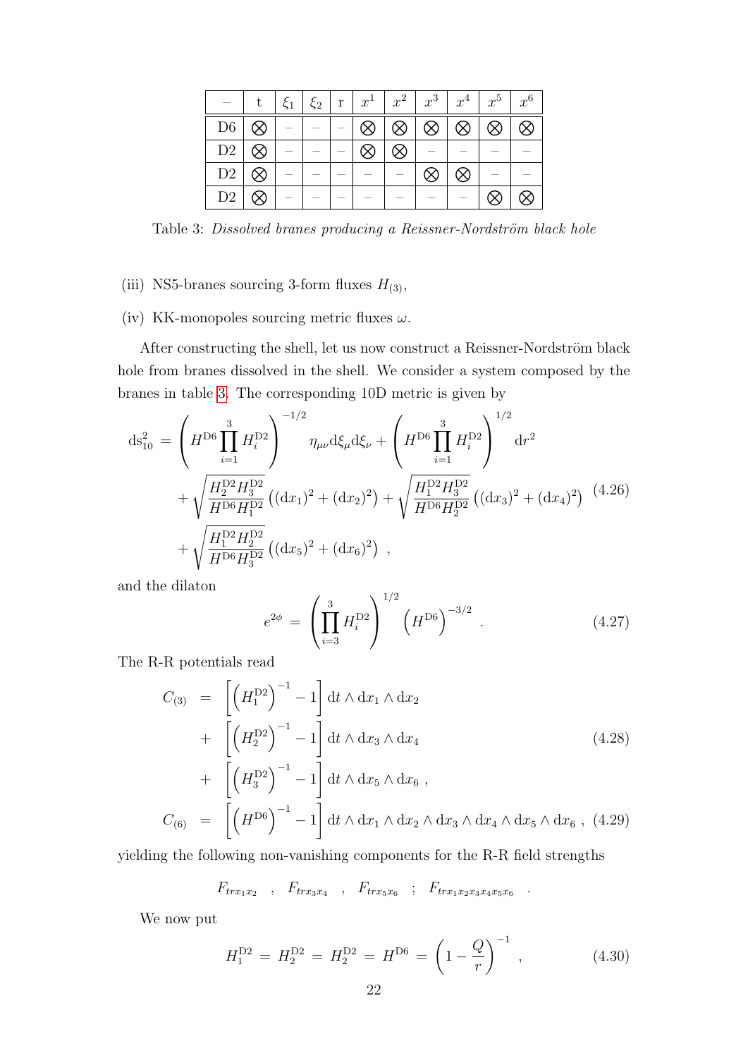| – | t | $\xi_1$ | $\xi_2$ | r | $x^1$ | $x^2$ | $x^3$ | $x^4$ | $x^5$ | $x^6$ |
|---|---|---|---|---|---|---|---|---|---|---|
| D6 | $\otimes$ | – | – | – | $\otimes$ | $\otimes$ | $\otimes$ | $\otimes$ | $\otimes$ | $\otimes$ |
| D2 | $\otimes$ | – | – | – | $\otimes$ | $\otimes$ | – | – | – | – |
| D2 | $\otimes$ | – | – | – | – | – | $\otimes$ | $\otimes$ | – | – |
| D2 | $\otimes$ | – | – | – | – | – | – | – | $\otimes$ | $\otimes$ |

Table 3: *Dissolved branes producing a Reissner-Nordström black hole*

(iii) NS5-branes sourcing 3-form fluxes $H_{(3)}$,

(iv) KK-monopoles sourcing metric fluxes $\omega$.

After constructing the shell, let us now construct a Reissner-Nordström black hole from branes dissolved in the shell. We consider a system composed by the branes in table 3. The corresponding 10D metric is given by

$$
\begin{aligned}
\mathrm{d}s^2_{10} \,=\, & \left(H^{\mathrm{D6}}\prod_{i=1}^{3}H_i^{\mathrm{D2}}\right)^{-1/2}\eta_{\mu\nu}\mathrm{d}\xi_\mu \mathrm{d}\xi_\nu + \left(H^{\mathrm{D6}}\prod_{i=1}^{3}H_i^{\mathrm{D2}}\right)^{1/2}\mathrm{d}r^2 \\
& + \sqrt{\frac{H_2^{\mathrm{D2}}H_3^{\mathrm{D2}}}{H^{\mathrm{D6}}H_1^{\mathrm{D2}}}}\left((\mathrm{d}x_1)^2+(\mathrm{d}x_2)^2\right) + \sqrt{\frac{H_1^{\mathrm{D2}}H_3^{\mathrm{D2}}}{H^{\mathrm{D6}}H_2^{\mathrm{D2}}}}\left((\mathrm{d}x_3)^2+(\mathrm{d}x_4)^2\right) \\
& + \sqrt{\frac{H_1^{\mathrm{D2}}H_2^{\mathrm{D2}}}{H^{\mathrm{D6}}H_3^{\mathrm{D2}}}}\left((\mathrm{d}x_5)^2+(\mathrm{d}x_6)^2\right)\ ,
\end{aligned}
\tag{4.26}
$$

and the dilaton

$$
e^{2\phi} \,=\, \left(\prod_{i=3}^{3}H_i^{\mathrm{D2}}\right)^{1/2}\left(H^{\mathrm{D6}}\right)^{-3/2}\ . \tag{4.27}
$$

The R-R potentials read

$$
\begin{aligned}
C_{(3)} \;=\;& \left[\left(H_1^{\mathrm{D2}}\right)^{-1}-1\right]\mathrm{d}t\wedge\mathrm{d}x_1\wedge\mathrm{d}x_2 \\
+\;& \left[\left(H_2^{\mathrm{D2}}\right)^{-1}-1\right]\mathrm{d}t\wedge\mathrm{d}x_3\wedge\mathrm{d}x_4 \\
+\;& \left[\left(H_3^{\mathrm{D2}}\right)^{-1}-1\right]\mathrm{d}t\wedge\mathrm{d}x_5\wedge\mathrm{d}x_6\ ,
\end{aligned}
\tag{4.28}
$$

$$
C_{(6)} \;=\; \left[\left(H^{\mathrm{D6}}\right)^{-1}-1\right]\mathrm{d}t\wedge\mathrm{d}x_1\wedge\mathrm{d}x_2\wedge\mathrm{d}x_3\wedge\mathrm{d}x_4\wedge\mathrm{d}x_5\wedge\mathrm{d}x_6\ , \tag{4.29}
$$

yielding the following non-vanishing components for the R-R field strengths

$$
F_{trx_1x_2}\quad ,\quad F_{trx_3x_4}\quad ,\quad F_{trx_5x_6}\quad ;\quad F_{trx_1x_2x_3x_4x_5x_6}\quad .
$$

We now put

$$
H_1^{\mathrm{D2}} \,=\, H_2^{\mathrm{D2}} \,=\, H_2^{\mathrm{D2}} \,=\, H^{\mathrm{D6}} \,=\, \left(1-\frac{Q}{r}\right)^{-1}\ , \tag{4.30}
$$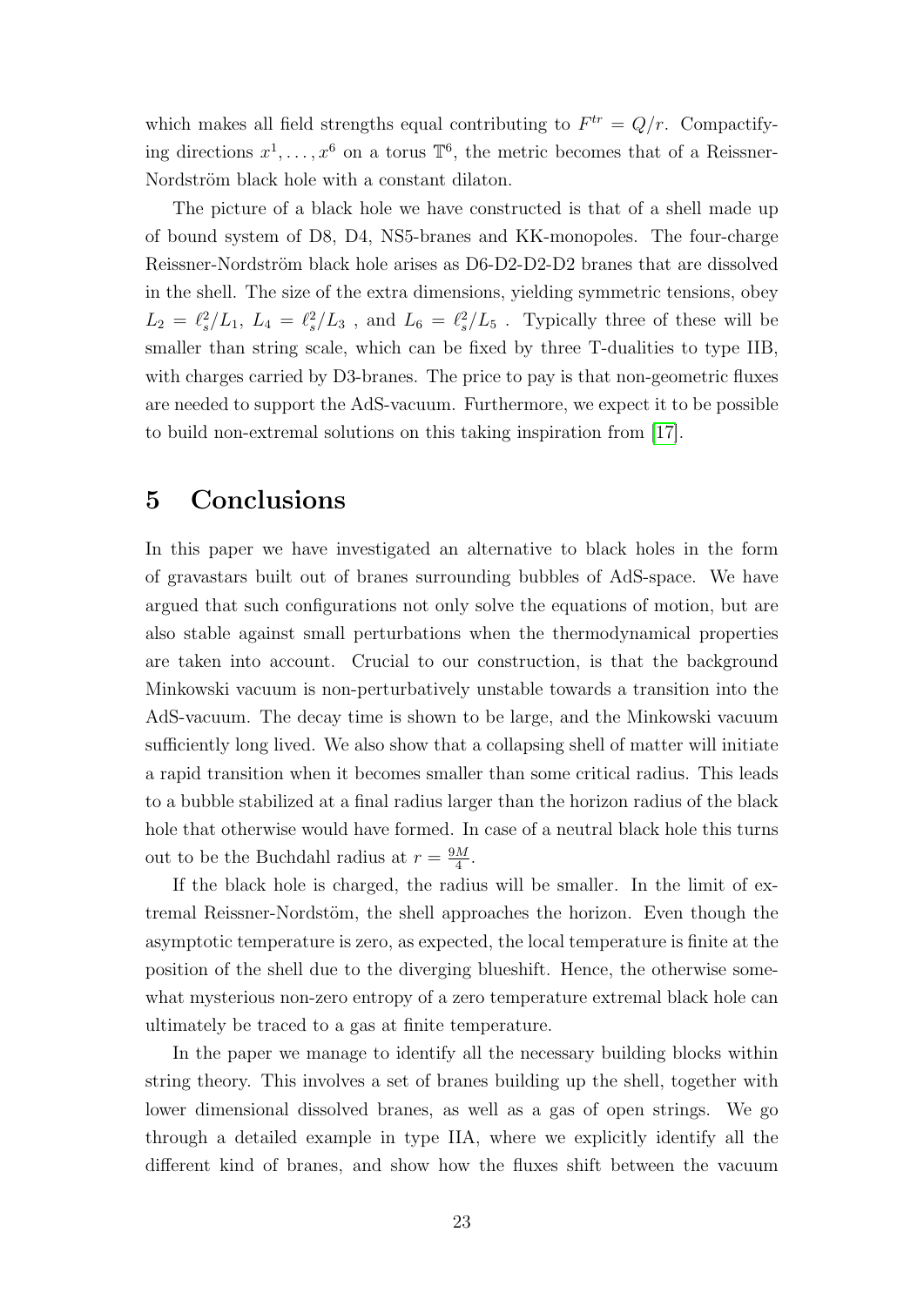which makes all field strengths equal contributing to $F^{tr} = Q/r$. Compactifying directions $x^1, \ldots, x^6$ on a torus $\mathbb{T}^6$, the metric becomes that of a Reissner-Nordström black hole with a constant dilaton.

The picture of a black hole we have constructed is that of a shell made up of bound system of D8, D4, NS5-branes and KK-monopoles. The four-charge Reissner-Nordström black hole arises as D6-D2-D2-D2 branes that are dissolved in the shell. The size of the extra dimensions, yielding symmetric tensions, obey $L_2 = \ell_s^2/L_1$, $L_4 = \ell_s^2/L_3$ , and $L_6 = \ell_s^2/L_5$ . Typically three of these will be smaller than string scale, which can be fixed by three T-dualities to type IIB, with charges carried by D3-branes. The price to pay is that non-geometric fluxes are needed to support the AdS-vacuum. Furthermore, we expect it to be possible to build non-extremal solutions on this taking inspiration from [17].

# 5 Conclusions

In this paper we have investigated an alternative to black holes in the form of gravastars built out of branes surrounding bubbles of AdS-space. We have argued that such configurations not only solve the equations of motion, but are also stable against small perturbations when the thermodynamical properties are taken into account. Crucial to our construction, is that the background Minkowski vacuum is non-perturbatively unstable towards a transition into the AdS-vacuum. The decay time is shown to be large, and the Minkowski vacuum sufficiently long lived. We also show that a collapsing shell of matter will initiate a rapid transition when it becomes smaller than some critical radius. This leads to a bubble stabilized at a final radius larger than the horizon radius of the black hole that otherwise would have formed. In case of a neutral black hole this turns out to be the Buchdahl radius at $r = \frac{9M}{4}$.

If the black hole is charged, the radius will be smaller. In the limit of extremal Reissner-Nordstöm, the shell approaches the horizon. Even though the asymptotic temperature is zero, as expected, the local temperature is finite at the position of the shell due to the diverging blueshift. Hence, the otherwise somewhat mysterious non-zero entropy of a zero temperature extremal black hole can ultimately be traced to a gas at finite temperature.

In the paper we manage to identify all the necessary building blocks within string theory. This involves a set of branes building up the shell, together with lower dimensional dissolved branes, as well as a gas of open strings. We go through a detailed example in type IIA, where we explicitly identify all the different kind of branes, and show how the fluxes shift between the vacuum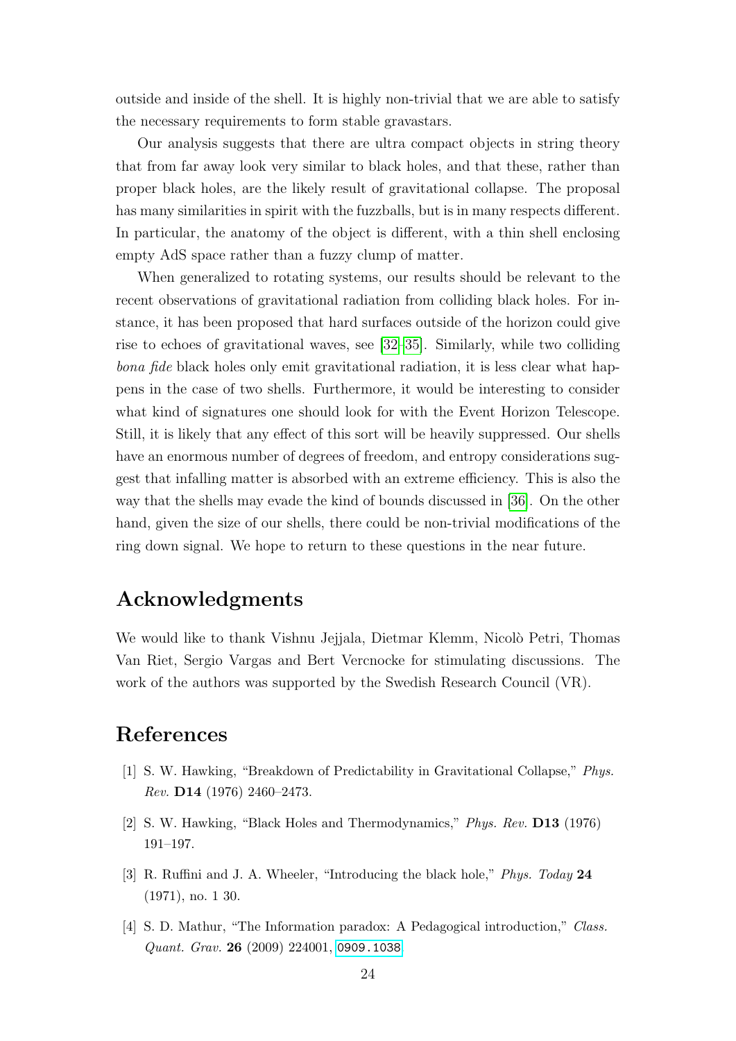outside and inside of the shell. It is highly non-trivial that we are able to satisfy the necessary requirements to form stable gravastars.

Our analysis suggests that there are ultra compact objects in string theory that from far away look very similar to black holes, and that these, rather than proper black holes, are the likely result of gravitational collapse. The proposal has many similarities in spirit with the fuzzballs, but is in many respects different. In particular, the anatomy of the object is different, with a thin shell enclosing empty AdS space rather than a fuzzy clump of matter.

When generalized to rotating systems, our results should be relevant to the recent observations of gravitational radiation from colliding black holes. For instance, it has been proposed that hard surfaces outside of the horizon could give rise to echoes of gravitational waves, see [32–35]. Similarly, while two colliding *bona fide* black holes only emit gravitational radiation, it is less clear what happens in the case of two shells. Furthermore, it would be interesting to consider what kind of signatures one should look for with the Event Horizon Telescope. Still, it is likely that any effect of this sort will be heavily suppressed. Our shells have an enormous number of degrees of freedom, and entropy considerations suggest that infalling matter is absorbed with an extreme efficiency. This is also the way that the shells may evade the kind of bounds discussed in [36]. On the other hand, given the size of our shells, there could be non-trivial modifications of the ring down signal. We hope to return to these questions in the near future.

## Acknowledgments

We would like to thank Vishnu Jejjala, Dietmar Klemm, Nicolò Petri, Thomas Van Riet, Sergio Vargas and Bert Vercnocke for stimulating discussions. The work of the authors was supported by the Swedish Research Council (VR).

## References

[1] S. W. Hawking, "Breakdown of Predictability in Gravitational Collapse," *Phys. Rev.* **D14** (1976) 2460–2473.

[2] S. W. Hawking, "Black Holes and Thermodynamics," *Phys. Rev.* **D13** (1976) 191–197.

[3] R. Ruffini and J. A. Wheeler, "Introducing the black hole," *Phys. Today* **24** (1971), no. 1 30.

[4] S. D. Mathur, "The Information paradox: A Pedagogical introduction," *Class. Quant. Grav.* **26** (2009) 224001, 0909.1038.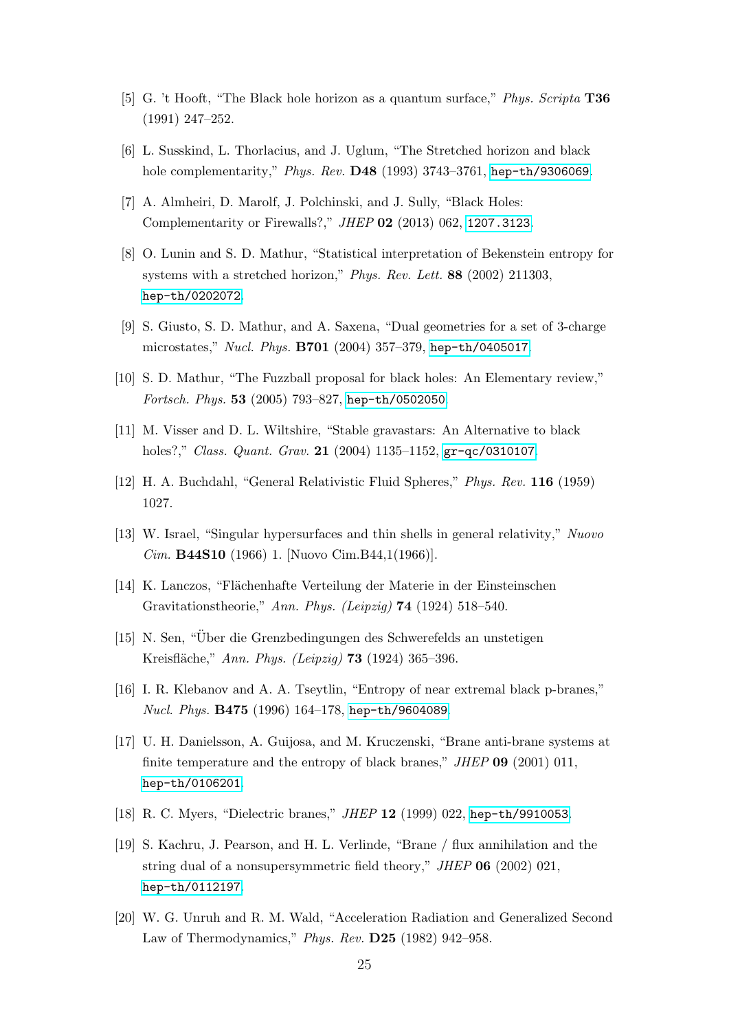[5] G. 't Hooft, "The Black hole horizon as a quantum surface," *Phys. Scripta* **T36** (1991) 247–252.

[6] L. Susskind, L. Thorlacius, and J. Uglum, "The Stretched horizon and black hole complementarity," *Phys. Rev.* **D48** (1993) 3743–3761, hep-th/9306069.

[7] A. Almheiri, D. Marolf, J. Polchinski, and J. Sully, "Black Holes: Complementarity or Firewalls?," *JHEP* **02** (2013) 062, 1207.3123.

[8] O. Lunin and S. D. Mathur, "Statistical interpretation of Bekenstein entropy for systems with a stretched horizon," *Phys. Rev. Lett.* **88** (2002) 211303, hep-th/0202072.

[9] S. Giusto, S. D. Mathur, and A. Saxena, "Dual geometries for a set of 3-charge microstates," *Nucl. Phys.* **B701** (2004) 357–379, hep-th/0405017.

[10] S. D. Mathur, "The Fuzzball proposal for black holes: An Elementary review," *Fortsch. Phys.* **53** (2005) 793–827, hep-th/0502050.

[11] M. Visser and D. L. Wiltshire, "Stable gravastars: An Alternative to black holes?," *Class. Quant. Grav.* **21** (2004) 1135–1152, gr-qc/0310107.

[12] H. A. Buchdahl, "General Relativistic Fluid Spheres," *Phys. Rev.* **116** (1959) 1027.

[13] W. Israel, "Singular hypersurfaces and thin shells in general relativity," *Nuovo Cim.* **B44S10** (1966) 1. [Nuovo Cim.B44,1(1966)].

[14] K. Lanczos, "Flächenhafte Verteilung der Materie in der Einsteinschen Gravitationstheorie," *Ann. Phys. (Leipzig)* **74** (1924) 518–540.

[15] N. Sen, "Über die Grenzbedingungen des Schwerefelds an unstetigen Kreisfläche," *Ann. Phys. (Leipzig)* **73** (1924) 365–396.

[16] I. R. Klebanov and A. A. Tseytlin, "Entropy of near extremal black p-branes," *Nucl. Phys.* **B475** (1996) 164–178, hep-th/9604089.

[17] U. H. Danielsson, A. Guijosa, and M. Kruczenski, "Brane anti-brane systems at finite temperature and the entropy of black branes," *JHEP* **09** (2001) 011, hep-th/0106201.

[18] R. C. Myers, "Dielectric branes," *JHEP* **12** (1999) 022, hep-th/9910053.

[19] S. Kachru, J. Pearson, and H. L. Verlinde, "Brane / flux annihilation and the string dual of a nonsupersymmetric field theory," *JHEP* **06** (2002) 021, hep-th/0112197.

[20] W. G. Unruh and R. M. Wald, "Acceleration Radiation and Generalized Second Law of Thermodynamics," *Phys. Rev.* **D25** (1982) 942–958.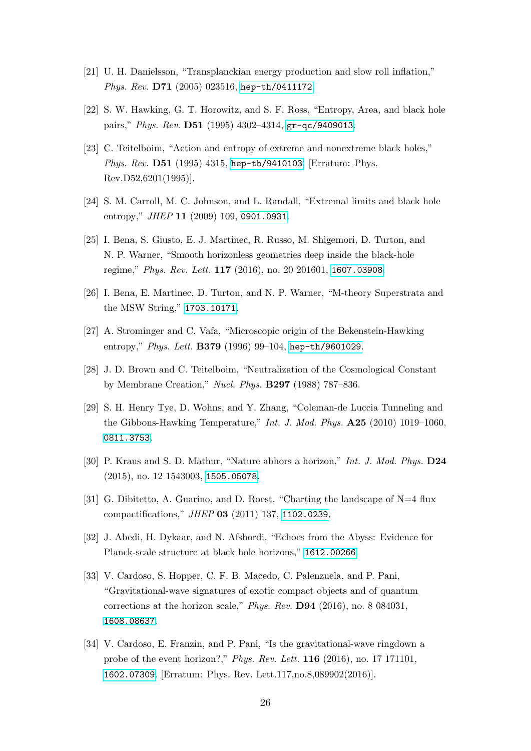[21] U. H. Danielsson, "Transplanckian energy production and slow roll inflation," *Phys. Rev.* **D71** (2005) 023516, hep-th/0411172.

[22] S. W. Hawking, G. T. Horowitz, and S. F. Ross, "Entropy, Area, and black hole pairs," *Phys. Rev.* **D51** (1995) 4302–4314, gr-qc/9409013.

[23] C. Teitelboim, "Action and entropy of extreme and nonextreme black holes," *Phys. Rev.* **D51** (1995) 4315, hep-th/9410103. [Erratum: Phys. Rev.D52,6201(1995)].

[24] S. M. Carroll, M. C. Johnson, and L. Randall, "Extremal limits and black hole entropy," *JHEP* **11** (2009) 109, 0901.0931.

[25] I. Bena, S. Giusto, E. J. Martinec, R. Russo, M. Shigemori, D. Turton, and N. P. Warner, "Smooth horizonless geometries deep inside the black-hole regime," *Phys. Rev. Lett.* **117** (2016), no. 20 201601, 1607.03908.

[26] I. Bena, E. Martinec, D. Turton, and N. P. Warner, "M-theory Superstrata and the MSW String," 1703.10171.

[27] A. Strominger and C. Vafa, "Microscopic origin of the Bekenstein-Hawking entropy," *Phys. Lett.* **B379** (1996) 99–104, hep-th/9601029.

[28] J. D. Brown and C. Teitelboim, "Neutralization of the Cosmological Constant by Membrane Creation," *Nucl. Phys.* **B297** (1988) 787–836.

[29] S. H. Henry Tye, D. Wohns, and Y. Zhang, "Coleman-de Luccia Tunneling and the Gibbons-Hawking Temperature," *Int. J. Mod. Phys.* **A25** (2010) 1019–1060, 0811.3753.

[30] P. Kraus and S. D. Mathur, "Nature abhors a horizon," *Int. J. Mod. Phys.* **D24** (2015), no. 12 1543003, 1505.05078.

[31] G. Dibitetto, A. Guarino, and D. Roest, "Charting the landscape of N=4 flux compactifications," *JHEP* **03** (2011) 137, 1102.0239.

[32] J. Abedi, H. Dykaar, and N. Afshordi, "Echoes from the Abyss: Evidence for Planck-scale structure at black hole horizons," 1612.00266.

[33] V. Cardoso, S. Hopper, C. F. B. Macedo, C. Palenzuela, and P. Pani, "Gravitational-wave signatures of exotic compact objects and of quantum corrections at the horizon scale," *Phys. Rev.* **D94** (2016), no. 8 084031, 1608.08637.

[34] V. Cardoso, E. Franzin, and P. Pani, "Is the gravitational-wave ringdown a probe of the event horizon?," *Phys. Rev. Lett.* **116** (2016), no. 17 171101, 1602.07309. [Erratum: Phys. Rev. Lett.117,no.8,089902(2016)].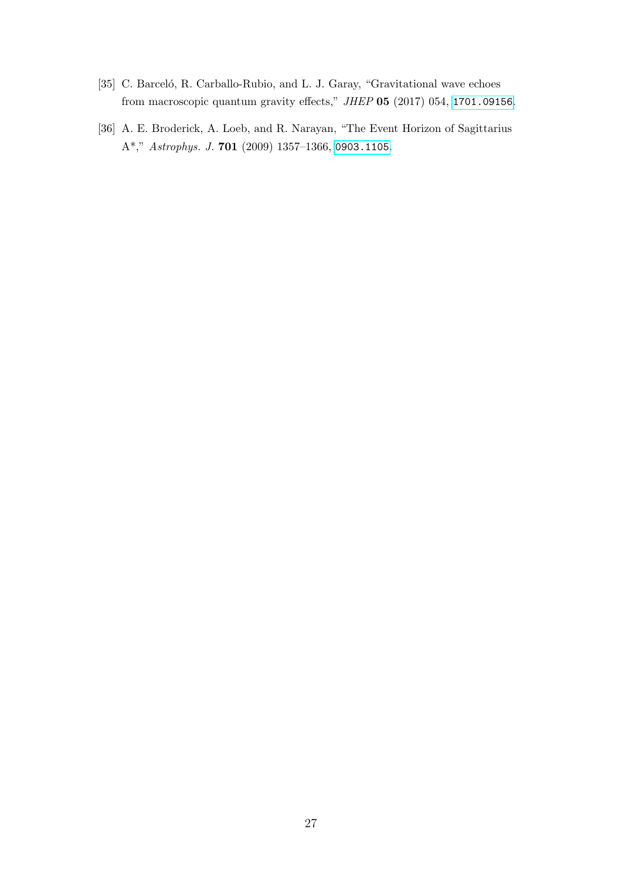[35] C. Barceló, R. Carballo-Rubio, and L. J. Garay, "Gravitational wave echoes from macroscopic quantum gravity effects," *JHEP* **05** (2017) 054, 1701.09156.

[36] A. E. Broderick, A. Loeb, and R. Narayan, "The Event Horizon of Sagittarius A*," *Astrophys. J.* **701** (2009) 1357–1366, 0903.1105.